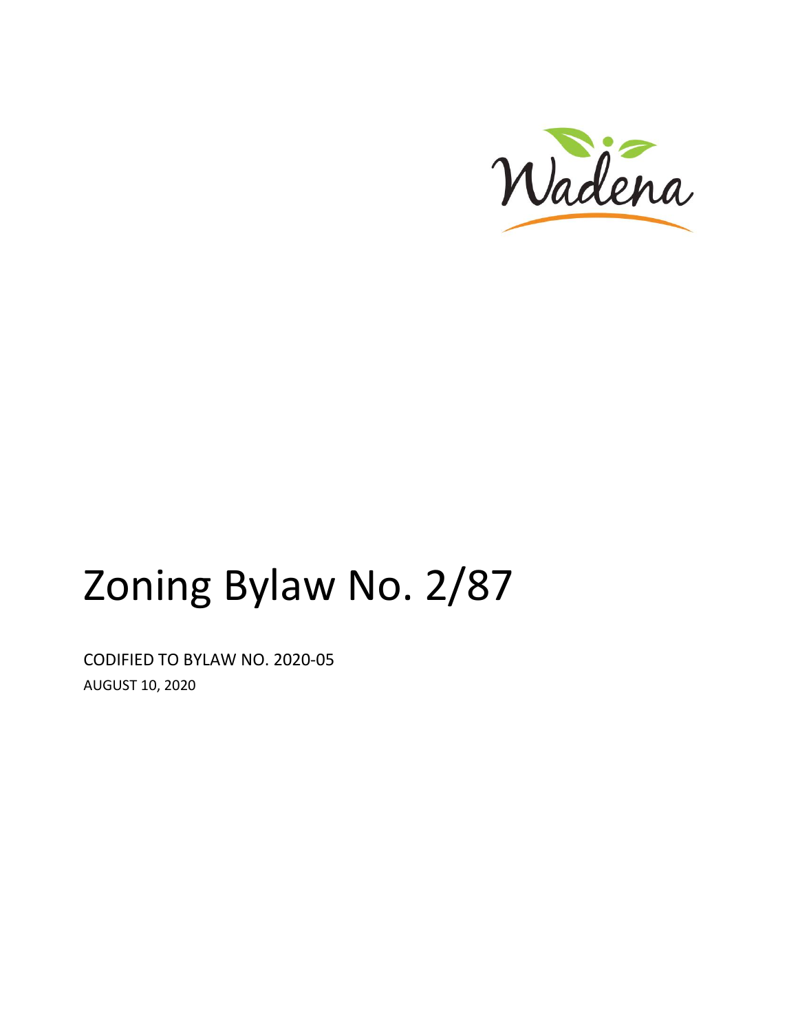Wadena

# Zoning Bylaw No. 2/87

CODIFIED TO BYLAW NO. 2020-05

AUGUST 10, 2020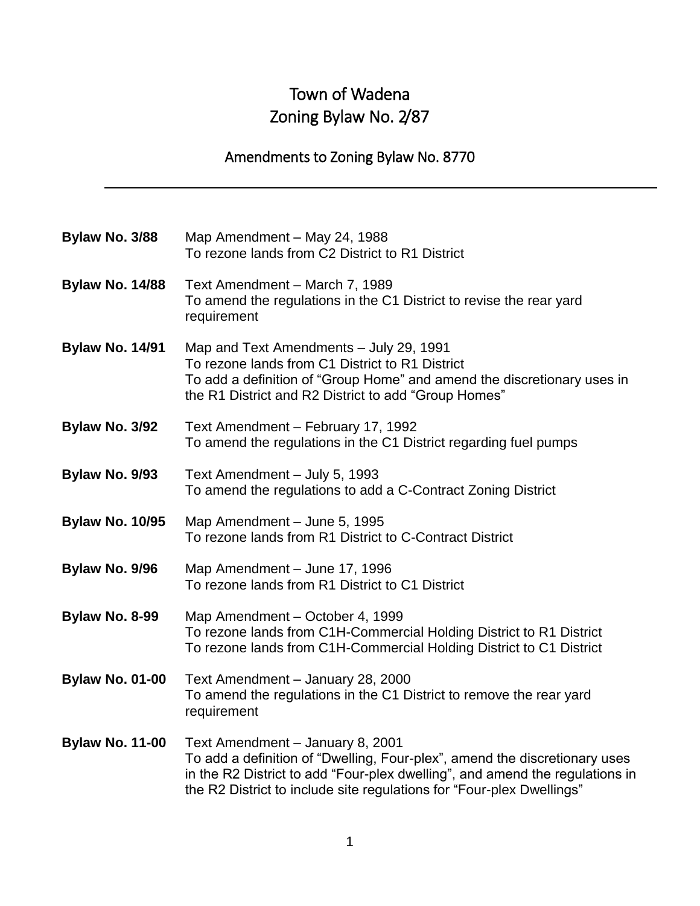# Town of Wadena
# Zoning Bylaw No. 2/87

## Amendments to Zoning Bylaw No. 8770

---

**Bylaw No. 3/88** Map Amendment – May 24, 1988
To rezone lands from C2 District to R1 District

**Bylaw No. 14/88** Text Amendment – March 7, 1989
To amend the regulations in the C1 District to revise the rear yard requirement

**Bylaw No. 14/91** Map and Text Amendments – July 29, 1991
To rezone lands from C1 District to R1 District
To add a definition of "Group Home" and amend the discretionary uses in the R1 District and R2 District to add "Group Homes"

**Bylaw No. 3/92** Text Amendment – February 17, 1992
To amend the regulations in the C1 District regarding fuel pumps

**Bylaw No. 9/93** Text Amendment – July 5, 1993
To amend the regulations to add a C-Contract Zoning District

**Bylaw No. 10/95** Map Amendment – June 5, 1995
To rezone lands from R1 District to C-Contract District

**Bylaw No. 9/96** Map Amendment – June 17, 1996
To rezone lands from R1 District to C1 District

**Bylaw No. 8-99** Map Amendment – October 4, 1999
To rezone lands from C1H-Commercial Holding District to R1 District
To rezone lands from C1H-Commercial Holding District to C1 District

**Bylaw No. 01-00** Text Amendment – January 28, 2000
To amend the regulations in the C1 District to remove the rear yard requirement

**Bylaw No. 11-00** Text Amendment – January 8, 2001
To add a definition of "Dwelling, Four-plex", amend the discretionary uses in the R2 District to add "Four-plex dwelling", and amend the regulations in the R2 District to include site regulations for "Four-plex Dwellings"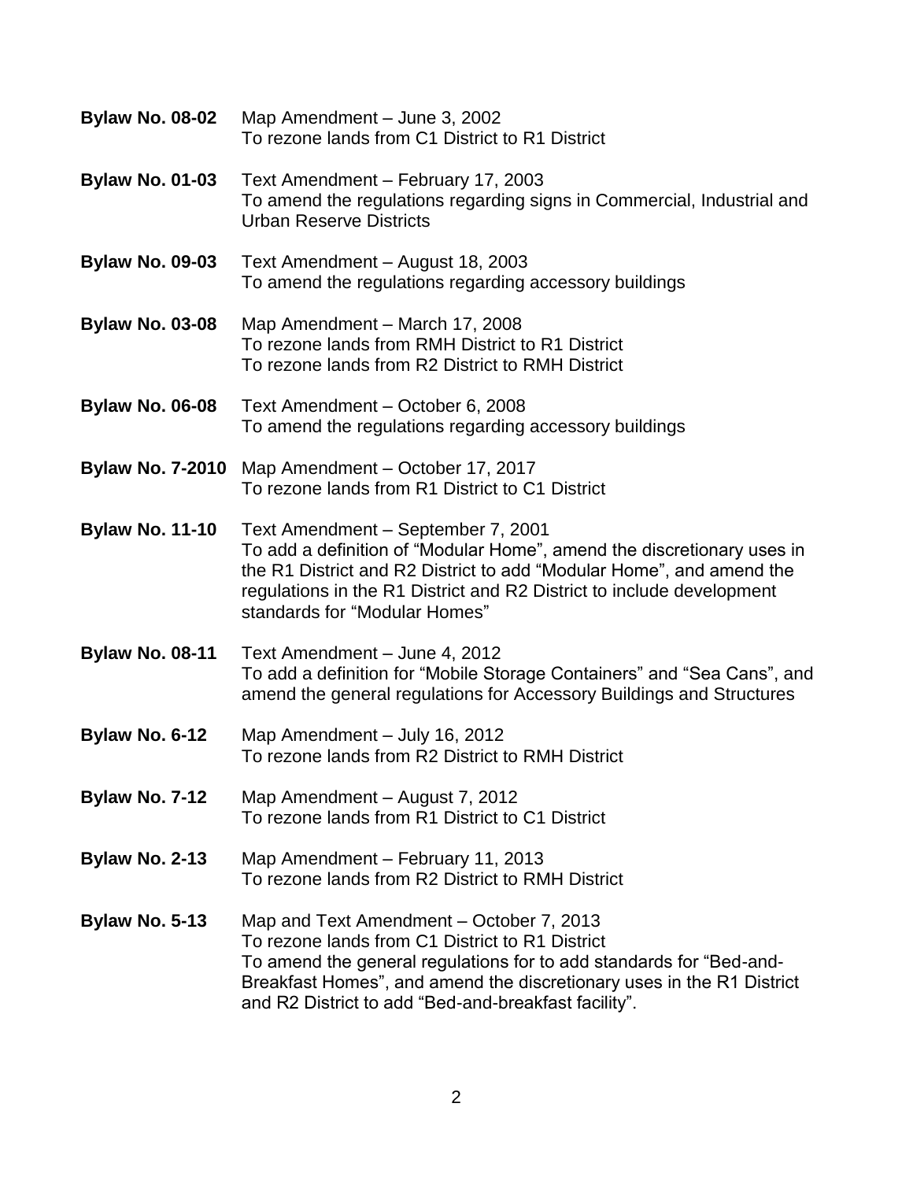**Bylaw No. 08-02** Map Amendment – June 3, 2002
To rezone lands from C1 District to R1 District

**Bylaw No. 01-03** Text Amendment – February 17, 2003
To amend the regulations regarding signs in Commercial, Industrial and Urban Reserve Districts

**Bylaw No. 09-03** Text Amendment – August 18, 2003
To amend the regulations regarding accessory buildings

**Bylaw No. 03-08** Map Amendment – March 17, 2008
To rezone lands from RMH District to R1 District
To rezone lands from R2 District to RMH District

**Bylaw No. 06-08** Text Amendment – October 6, 2008
To amend the regulations regarding accessory buildings

**Bylaw No. 7-2010** Map Amendment – October 17, 2017
To rezone lands from R1 District to C1 District

**Bylaw No. 11-10** Text Amendment – September 7, 2001
To add a definition of "Modular Home", amend the discretionary uses in the R1 District and R2 District to add "Modular Home", and amend the regulations in the R1 District and R2 District to include development standards for "Modular Homes"

**Bylaw No. 08-11** Text Amendment – June 4, 2012
To add a definition for "Mobile Storage Containers" and "Sea Cans", and amend the general regulations for Accessory Buildings and Structures

**Bylaw No. 6-12** Map Amendment – July 16, 2012
To rezone lands from R2 District to RMH District

**Bylaw No. 7-12** Map Amendment – August 7, 2012
To rezone lands from R1 District to C1 District

**Bylaw No. 2-13** Map Amendment – February 11, 2013
To rezone lands from R2 District to RMH District

**Bylaw No. 5-13** Map and Text Amendment – October 7, 2013
To rezone lands from C1 District to R1 District
To amend the general regulations for to add standards for "Bed-and-Breakfast Homes", and amend the discretionary uses in the R1 District and R2 District to add "Bed-and-breakfast facility".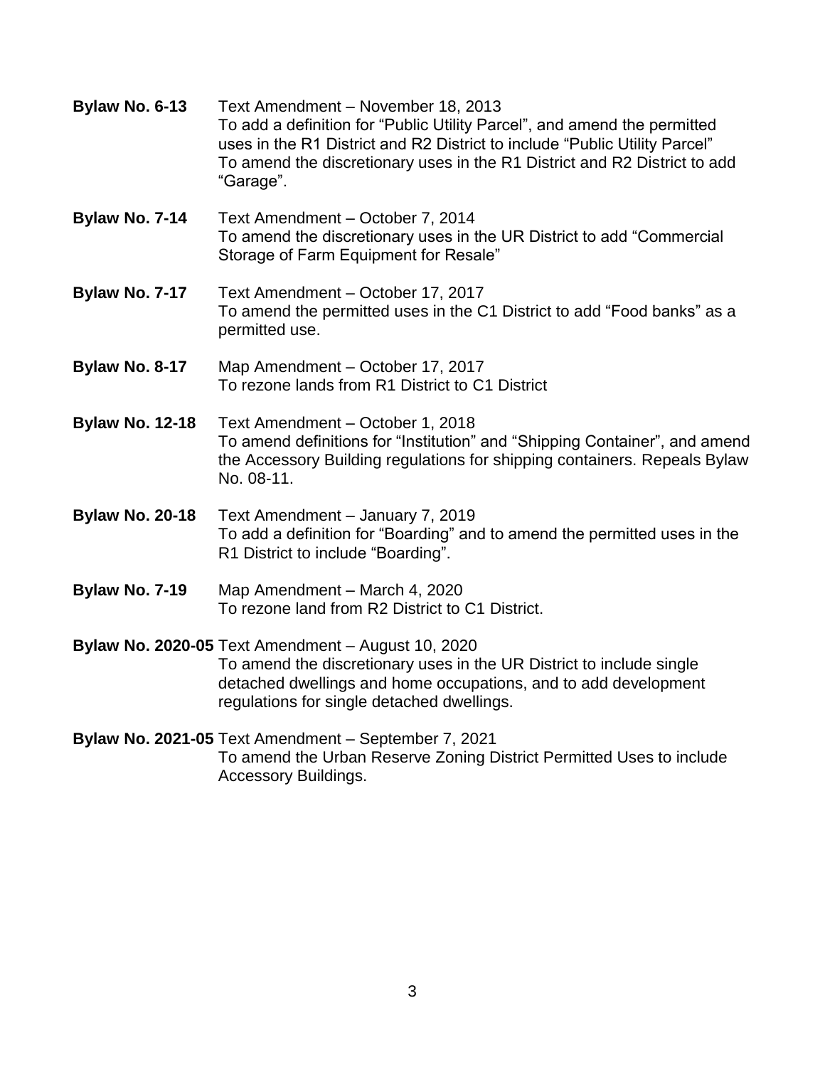**Bylaw No. 6-13** Text Amendment – November 18, 2013
To add a definition for "Public Utility Parcel", and amend the permitted uses in the R1 District and R2 District to include "Public Utility Parcel"
To amend the discretionary uses in the R1 District and R2 District to add "Garage".

**Bylaw No. 7-14** Text Amendment – October 7, 2014
To amend the discretionary uses in the UR District to add "Commercial Storage of Farm Equipment for Resale"

**Bylaw No. 7-17** Text Amendment – October 17, 2017
To amend the permitted uses in the C1 District to add "Food banks" as a permitted use.

**Bylaw No. 8-17** Map Amendment – October 17, 2017
To rezone lands from R1 District to C1 District

**Bylaw No. 12-18** Text Amendment – October 1, 2018
To amend definitions for "Institution" and "Shipping Container", and amend the Accessory Building regulations for shipping containers. Repeals Bylaw No. 08-11.

**Bylaw No. 20-18** Text Amendment – January 7, 2019
To add a definition for "Boarding" and to amend the permitted uses in the R1 District to include "Boarding".

**Bylaw No. 7-19** Map Amendment – March 4, 2020
To rezone land from R2 District to C1 District.

**Bylaw No. 2020-05** Text Amendment – August 10, 2020
To amend the discretionary uses in the UR District to include single detached dwellings and home occupations, and to add development regulations for single detached dwellings.

**Bylaw No. 2021-05** Text Amendment – September 7, 2021
To amend the Urban Reserve Zoning District Permitted Uses to include Accessory Buildings.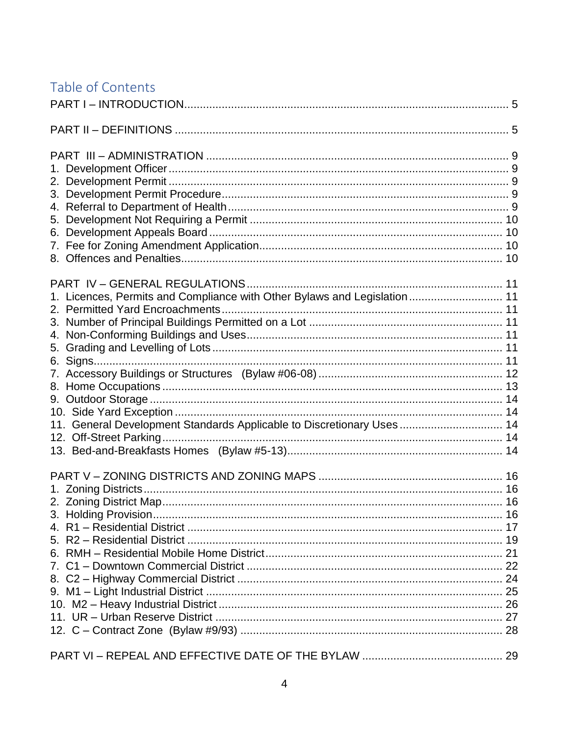## Table of Contents

PART I – INTRODUCTION ........................................................................................................ 5

PART II – DEFINITIONS ......................................................................................................... 5

PART III – ADMINISTRATION ................................................................................................ 9
1. Development Officer ........................................................................................................ 9
2. Development Permit ........................................................................................................ 9
3. Development Permit Procedure ....................................................................................... 9
4. Referral to Department of Health ..................................................................................... 9
5. Development Not Requiring a Permit ............................................................................. 10
6. Development Appeals Board ......................................................................................... 10
7. Fee for Zoning Amendment Application ........................................................................ 10
8. Offences and Penalties .................................................................................................. 10

PART IV – GENERAL REGULATIONS ................................................................................. 11
1. Licences, Permits and Compliance with Other Bylaws and Legislation ......................... 11
2. Permitted Yard Encroachments ..................................................................................... 11
3. Number of Principal Buildings Permitted on a Lot ......................................................... 11
4. Non-Conforming Buildings and Uses ............................................................................. 11
5. Grading and Levelling of Lots ........................................................................................ 11
6. Signs .............................................................................................................................. 11
7. Accessory Buildings or Structures (Bylaw #06-08) ........................................................ 12
8. Home Occupations ........................................................................................................ 13
9. Outdoor Storage ............................................................................................................ 14
10. Side Yard Exception ..................................................................................................... 14
11. General Development Standards Applicable to Discretionary Uses ............................. 14
12. Off-Street Parking ......................................................................................................... 14
13. Bed-and-Breakfasts Homes (Bylaw #5-13) .................................................................. 14

PART V – ZONING DISTRICTS AND ZONING MAPS .......................................................... 16
1. Zoning Districts .............................................................................................................. 16
2. Zoning District Map ........................................................................................................ 16
3. Holding Provision ........................................................................................................... 16
4. R1 – Residential District ................................................................................................. 17
5. R2 – Residential District ................................................................................................. 19
6. RMH – Residential Mobile Home District ....................................................................... 21
7. C1 – Downtown Commercial District ............................................................................. 22
8. C2 – Highway Commercial District ................................................................................ 24
9. M1 – Light Industrial District ........................................................................................... 25
10. M2 – Heavy Industrial District ....................................................................................... 26
11. UR – Urban Reserve District ........................................................................................ 27
12. C – Contract Zone (Bylaw #9/93) ................................................................................. 28

PART VI – REPEAL AND EFFECTIVE DATE OF THE BYLAW ............................................ 29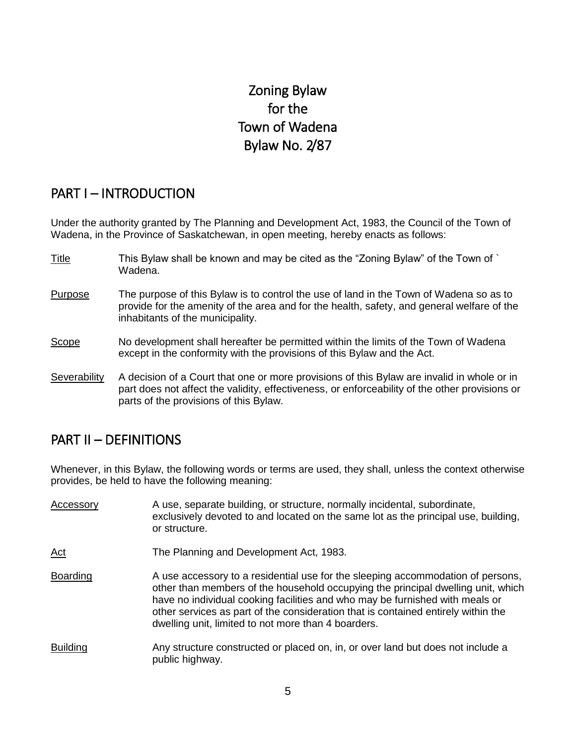# Zoning Bylaw for the Town of Wadena Bylaw No. 2/87

## PART I – INTRODUCTION

Under the authority granted by The Planning and Development Act, 1983, the Council of the Town of Wadena, in the Province of Saskatchewan, in open meeting, hereby enacts as follows:

<u>Title</u> — This Bylaw shall be known and may be cited as the "Zoning Bylaw" of the Town of ` Wadena.

<u>Purpose</u> — The purpose of this Bylaw is to control the use of land in the Town of Wadena so as to provide for the amenity of the area and for the health, safety, and general welfare of the inhabitants of the municipality.

<u>Scope</u> — No development shall hereafter be permitted within the limits of the Town of Wadena except in the conformity with the provisions of this Bylaw and the Act.

<u>Severability</u> — A decision of a Court that one or more provisions of this Bylaw are invalid in whole or in part does not affect the validity, effectiveness, or enforceability of the other provisions or parts of the provisions of this Bylaw.

## PART II – DEFINITIONS

Whenever, in this Bylaw, the following words or terms are used, they shall, unless the context otherwise provides, be held to have the following meaning:

<u>Accessory</u> — A use, separate building, or structure, normally incidental, subordinate, exclusively devoted to and located on the same lot as the principal use, building, or structure.

<u>Act</u> — The Planning and Development Act, 1983.

<u>Boarding</u> — A use accessory to a residential use for the sleeping accommodation of persons, other than members of the household occupying the principal dwelling unit, which have no individual cooking facilities and who may be furnished with meals or other services as part of the consideration that is contained entirely within the dwelling unit, limited to not more than 4 boarders.

<u>Building</u> — Any structure constructed or placed on, in, or over land but does not include a public highway.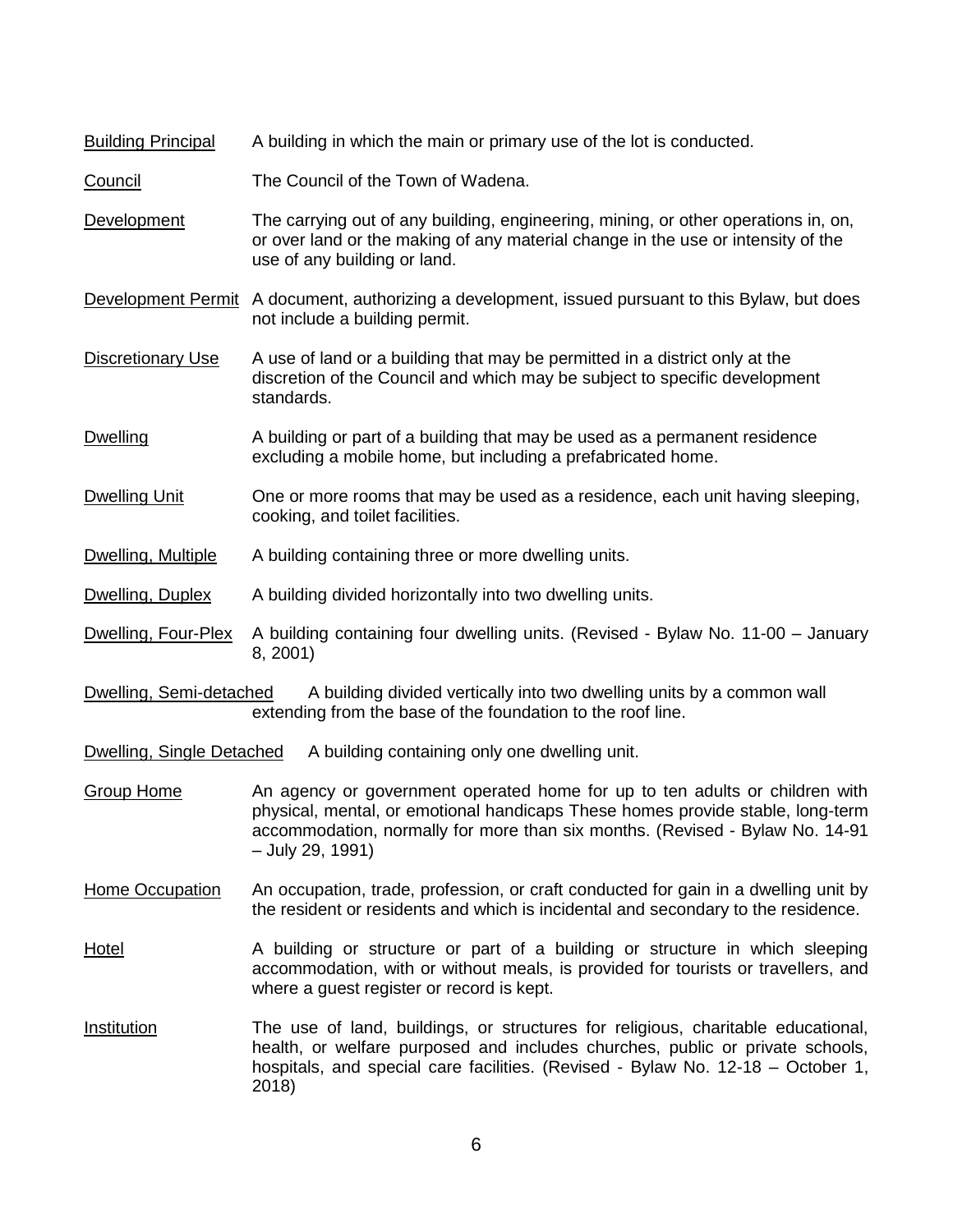Building Principal — A building in which the main or primary use of the lot is conducted.

Council — The Council of the Town of Wadena.

Development — The carrying out of any building, engineering, mining, or other operations in, on, or over land or the making of any material change in the use or intensity of the use of any building or land.

Development Permit — A document, authorizing a development, issued pursuant to this Bylaw, but does not include a building permit.

Discretionary Use — A use of land or a building that may be permitted in a district only at the discretion of the Council and which may be subject to specific development standards.

Dwelling — A building or part of a building that may be used as a permanent residence excluding a mobile home, but including a prefabricated home.

Dwelling Unit — One or more rooms that may be used as a residence, each unit having sleeping, cooking, and toilet facilities.

Dwelling, Multiple — A building containing three or more dwelling units.

Dwelling, Duplex — A building divided horizontally into two dwelling units.

Dwelling, Four-Plex — A building containing four dwelling units. (Revised - Bylaw No. 11-00 – January 8, 2001)

Dwelling, Semi-detached — A building divided vertically into two dwelling units by a common wall extending from the base of the foundation to the roof line.

Dwelling, Single Detached — A building containing only one dwelling unit.

Group Home — An agency or government operated home for up to ten adults or children with physical, mental, or emotional handicaps These homes provide stable, long-term accommodation, normally for more than six months. (Revised - Bylaw No. 14-91 – July 29, 1991)

Home Occupation — An occupation, trade, profession, or craft conducted for gain in a dwelling unit by the resident or residents and which is incidental and secondary to the residence.

Hotel — A building or structure or part of a building or structure in which sleeping accommodation, with or without meals, is provided for tourists or travellers, and where a guest register or record is kept.

Institution — The use of land, buildings, or structures for religious, charitable educational, health, or welfare purposed and includes churches, public or private schools, hospitals, and special care facilities. (Revised - Bylaw No. 12-18 – October 1, 2018)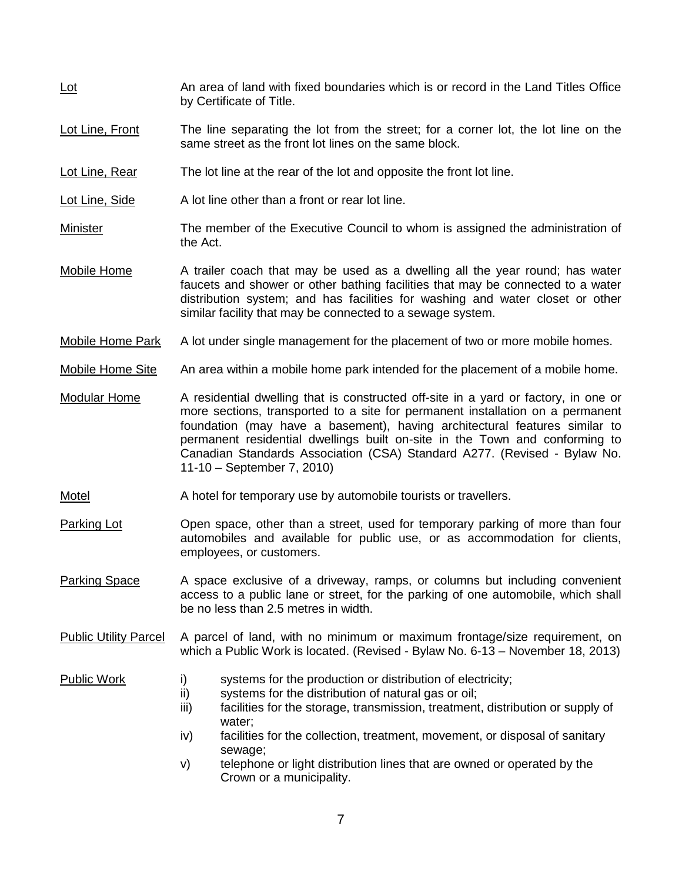<u>Lot</u> An area of land with fixed boundaries which is or record in the Land Titles Office by Certificate of Title.

<u>Lot Line, Front</u> The line separating the lot from the street; for a corner lot, the lot line on the same street as the front lot lines on the same block.

<u>Lot Line, Rear</u> The lot line at the rear of the lot and opposite the front lot line.

<u>Lot Line, Side</u> A lot line other than a front or rear lot line.

<u>Minister</u> The member of the Executive Council to whom is assigned the administration of the Act.

<u>Mobile Home</u> A trailer coach that may be used as a dwelling all the year round; has water faucets and shower or other bathing facilities that may be connected to a water distribution system; and has facilities for washing and water closet or other similar facility that may be connected to a sewage system.

<u>Mobile Home Park</u> A lot under single management for the placement of two or more mobile homes.

<u>Mobile Home Site</u> An area within a mobile home park intended for the placement of a mobile home.

<u>Modular Home</u> A residential dwelling that is constructed off-site in a yard or factory, in one or more sections, transported to a site for permanent installation on a permanent foundation (may have a basement), having architectural features similar to permanent residential dwellings built on-site in the Town and conforming to Canadian Standards Association (CSA) Standard A277. (Revised - Bylaw No. 11-10 – September 7, 2010)

<u>Motel</u> A hotel for temporary use by automobile tourists or travellers.

<u>Parking Lot</u> Open space, other than a street, used for temporary parking of more than four automobiles and available for public use, or as accommodation for clients, employees, or customers.

<u>Parking Space</u> A space exclusive of a driveway, ramps, or columns but including convenient access to a public lane or street, for the parking of one automobile, which shall be no less than 2.5 metres in width.

<u>Public Utility Parcel</u> A parcel of land, with no minimum or maximum frontage/size requirement, on which a Public Work is located. (Revised - Bylaw No. 6-13 – November 18, 2013)

<u>Public Work</u>

i) systems for the production or distribution of electricity;
ii) systems for the distribution of natural gas or oil;
iii) facilities for the storage, transmission, treatment, distribution or supply of water;
iv) facilities for the collection, treatment, movement, or disposal of sanitary sewage;
v) telephone or light distribution lines that are owned or operated by the Crown or a municipality.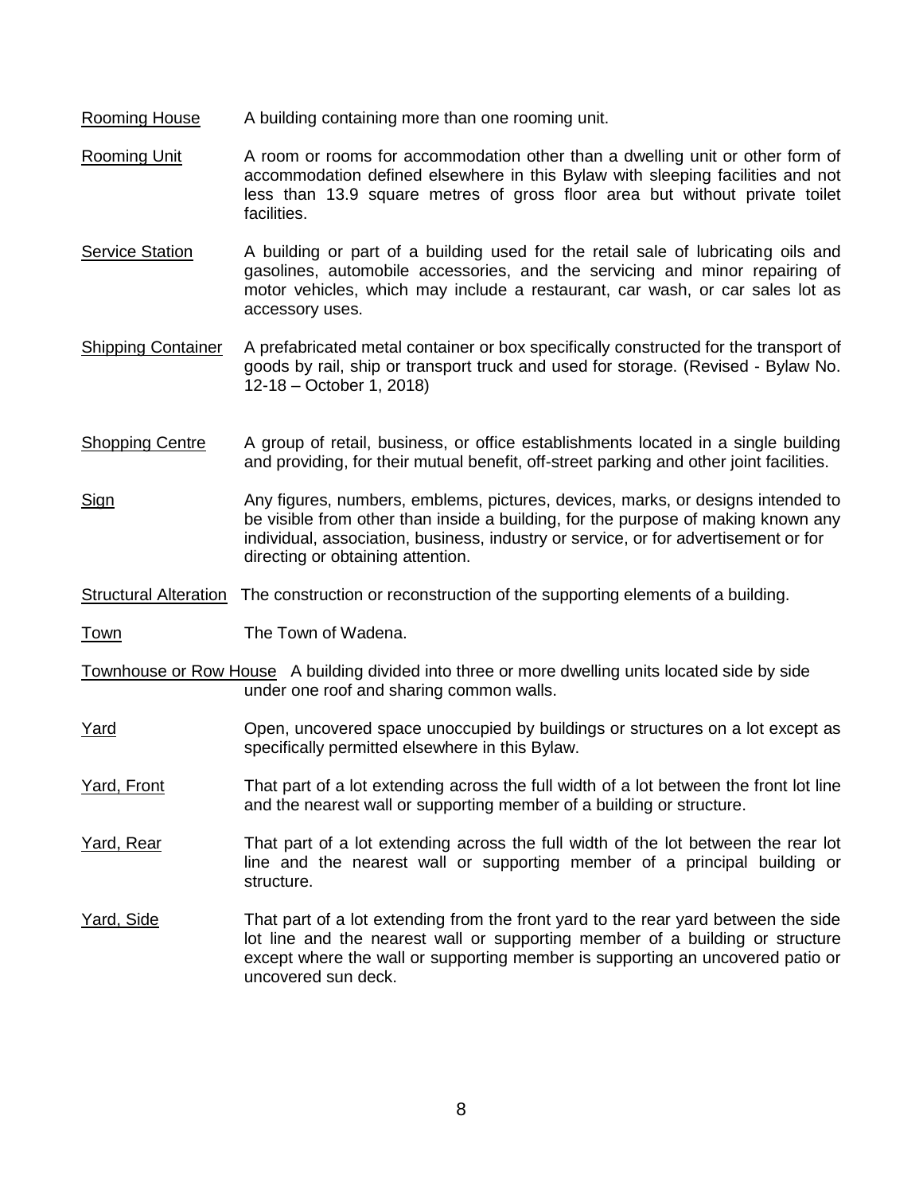Rooming House — A building containing more than one rooming unit.

Rooming Unit — A room or rooms for accommodation other than a dwelling unit or other form of accommodation defined elsewhere in this Bylaw with sleeping facilities and not less than 13.9 square metres of gross floor area but without private toilet facilities.

Service Station — A building or part of a building used for the retail sale of lubricating oils and gasolines, automobile accessories, and the servicing and minor repairing of motor vehicles, which may include a restaurant, car wash, or car sales lot as accessory uses.

Shipping Container — A prefabricated metal container or box specifically constructed for the transport of goods by rail, ship or transport truck and used for storage. (Revised - Bylaw No. 12-18 – October 1, 2018)

Shopping Centre — A group of retail, business, or office establishments located in a single building and providing, for their mutual benefit, off-street parking and other joint facilities.

Sign — Any figures, numbers, emblems, pictures, devices, marks, or designs intended to be visible from other than inside a building, for the purpose of making known any individual, association, business, industry or service, or for advertisement or for directing or obtaining attention.

Structural Alteration — The construction or reconstruction of the supporting elements of a building.

Town — The Town of Wadena.

Townhouse or Row House — A building divided into three or more dwelling units located side by side under one roof and sharing common walls.

Yard — Open, uncovered space unoccupied by buildings or structures on a lot except as specifically permitted elsewhere in this Bylaw.

Yard, Front — That part of a lot extending across the full width of a lot between the front lot line and the nearest wall or supporting member of a building or structure.

Yard, Rear — That part of a lot extending across the full width of the lot between the rear lot line and the nearest wall or supporting member of a principal building or structure.

Yard, Side — That part of a lot extending from the front yard to the rear yard between the side lot line and the nearest wall or supporting member of a building or structure except where the wall or supporting member is supporting an uncovered patio or uncovered sun deck.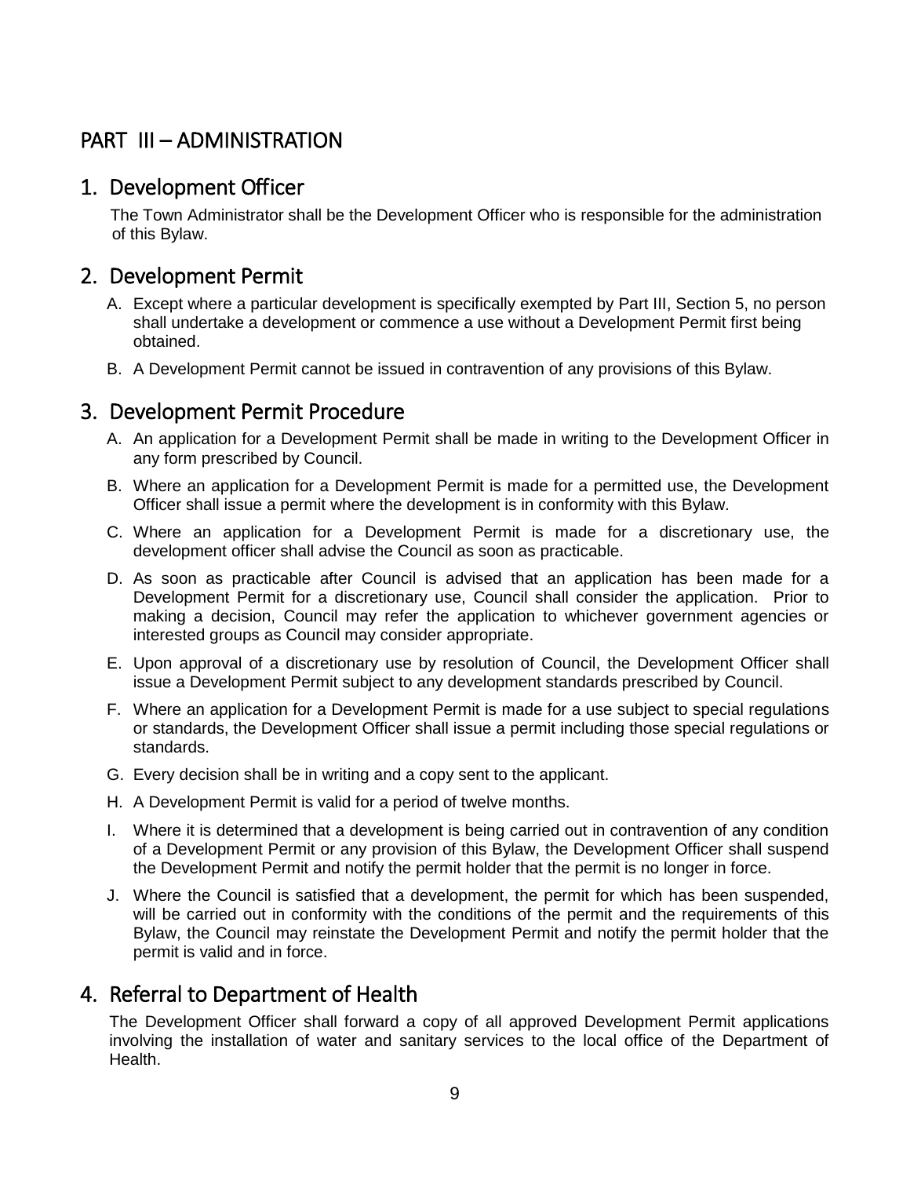# PART III – ADMINISTRATION

## 1. Development Officer

The Town Administrator shall be the Development Officer who is responsible for the administration of this Bylaw.

## 2. Development Permit

A. Except where a particular development is specifically exempted by Part III, Section 5, no person shall undertake a development or commence a use without a Development Permit first being obtained.

B. A Development Permit cannot be issued in contravention of any provisions of this Bylaw.

## 3. Development Permit Procedure

A. An application for a Development Permit shall be made in writing to the Development Officer in any form prescribed by Council.

B. Where an application for a Development Permit is made for a permitted use, the Development Officer shall issue a permit where the development is in conformity with this Bylaw.

C. Where an application for a Development Permit is made for a discretionary use, the development officer shall advise the Council as soon as practicable.

D. As soon as practicable after Council is advised that an application has been made for a Development Permit for a discretionary use, Council shall consider the application. Prior to making a decision, Council may refer the application to whichever government agencies or interested groups as Council may consider appropriate.

E. Upon approval of a discretionary use by resolution of Council, the Development Officer shall issue a Development Permit subject to any development standards prescribed by Council.

F. Where an application for a Development Permit is made for a use subject to special regulations or standards, the Development Officer shall issue a permit including those special regulations or standards.

G. Every decision shall be in writing and a copy sent to the applicant.

H. A Development Permit is valid for a period of twelve months.

I. Where it is determined that a development is being carried out in contravention of any condition of a Development Permit or any provision of this Bylaw, the Development Officer shall suspend the Development Permit and notify the permit holder that the permit is no longer in force.

J. Where the Council is satisfied that a development, the permit for which has been suspended, will be carried out in conformity with the conditions of the permit and the requirements of this Bylaw, the Council may reinstate the Development Permit and notify the permit holder that the permit is valid and in force.

## 4. Referral to Department of Health

The Development Officer shall forward a copy of all approved Development Permit applications involving the installation of water and sanitary services to the local office of the Department of Health.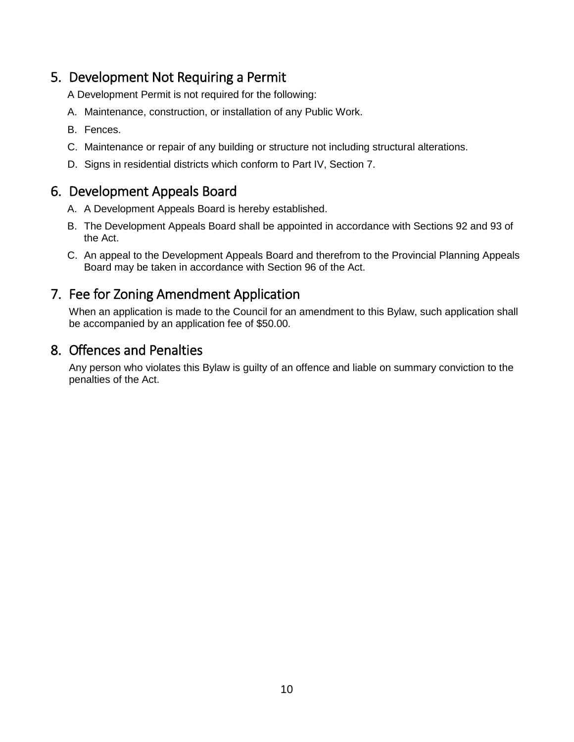## 5. Development Not Requiring a Permit

A Development Permit is not required for the following:

A. Maintenance, construction, or installation of any Public Work.

B. Fences.

C. Maintenance or repair of any building or structure not including structural alterations.

D. Signs in residential districts which conform to Part IV, Section 7.

## 6. Development Appeals Board

A. A Development Appeals Board is hereby established.

B. The Development Appeals Board shall be appointed in accordance with Sections 92 and 93 of the Act.

C. An appeal to the Development Appeals Board and therefrom to the Provincial Planning Appeals Board may be taken in accordance with Section 96 of the Act.

## 7. Fee for Zoning Amendment Application

When an application is made to the Council for an amendment to this Bylaw, such application shall be accompanied by an application fee of $50.00.

## 8. Offences and Penalties

Any person who violates this Bylaw is guilty of an offence and liable on summary conviction to the penalties of the Act.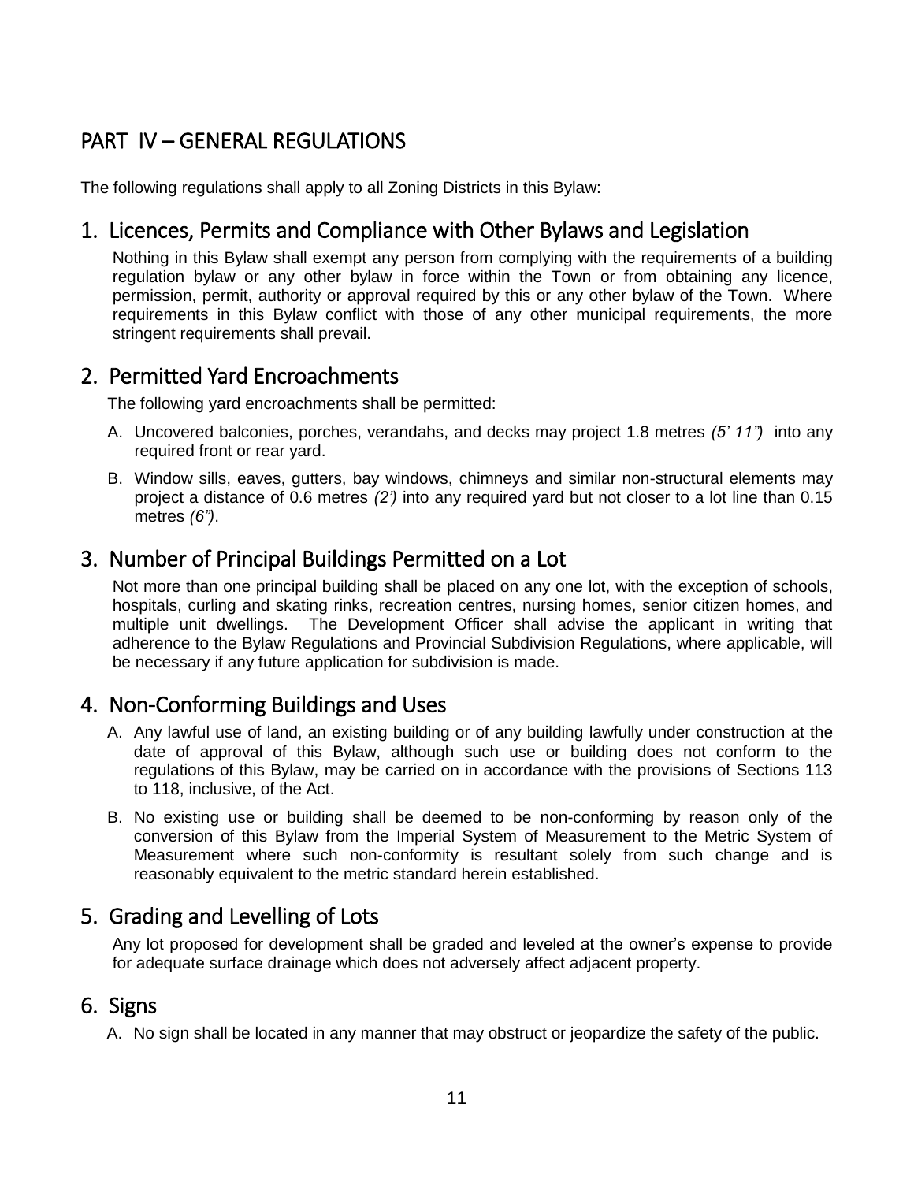# PART IV – GENERAL REGULATIONS

The following regulations shall apply to all Zoning Districts in this Bylaw:

## 1. Licences, Permits and Compliance with Other Bylaws and Legislation

Nothing in this Bylaw shall exempt any person from complying with the requirements of a building regulation bylaw or any other bylaw in force within the Town or from obtaining any licence, permission, permit, authority or approval required by this or any other bylaw of the Town. Where requirements in this Bylaw conflict with those of any other municipal requirements, the more stringent requirements shall prevail.

## 2. Permitted Yard Encroachments

The following yard encroachments shall be permitted:

A. Uncovered balconies, porches, verandahs, and decks may project 1.8 metres *(5' 11")* into any required front or rear yard.

B. Window sills, eaves, gutters, bay windows, chimneys and similar non-structural elements may project a distance of 0.6 metres *(2')* into any required yard but not closer to a lot line than 0.15 metres *(6")*.

## 3. Number of Principal Buildings Permitted on a Lot

Not more than one principal building shall be placed on any one lot, with the exception of schools, hospitals, curling and skating rinks, recreation centres, nursing homes, senior citizen homes, and multiple unit dwellings. The Development Officer shall advise the applicant in writing that adherence to the Bylaw Regulations and Provincial Subdivision Regulations, where applicable, will be necessary if any future application for subdivision is made.

## 4. Non-Conforming Buildings and Uses

A. Any lawful use of land, an existing building or of any building lawfully under construction at the date of approval of this Bylaw, although such use or building does not conform to the regulations of this Bylaw, may be carried on in accordance with the provisions of Sections 113 to 118, inclusive, of the Act.

B. No existing use or building shall be deemed to be non-conforming by reason only of the conversion of this Bylaw from the Imperial System of Measurement to the Metric System of Measurement where such non-conformity is resultant solely from such change and is reasonably equivalent to the metric standard herein established.

## 5. Grading and Levelling of Lots

Any lot proposed for development shall be graded and leveled at the owner's expense to provide for adequate surface drainage which does not adversely affect adjacent property.

## 6. Signs

A. No sign shall be located in any manner that may obstruct or jeopardize the safety of the public.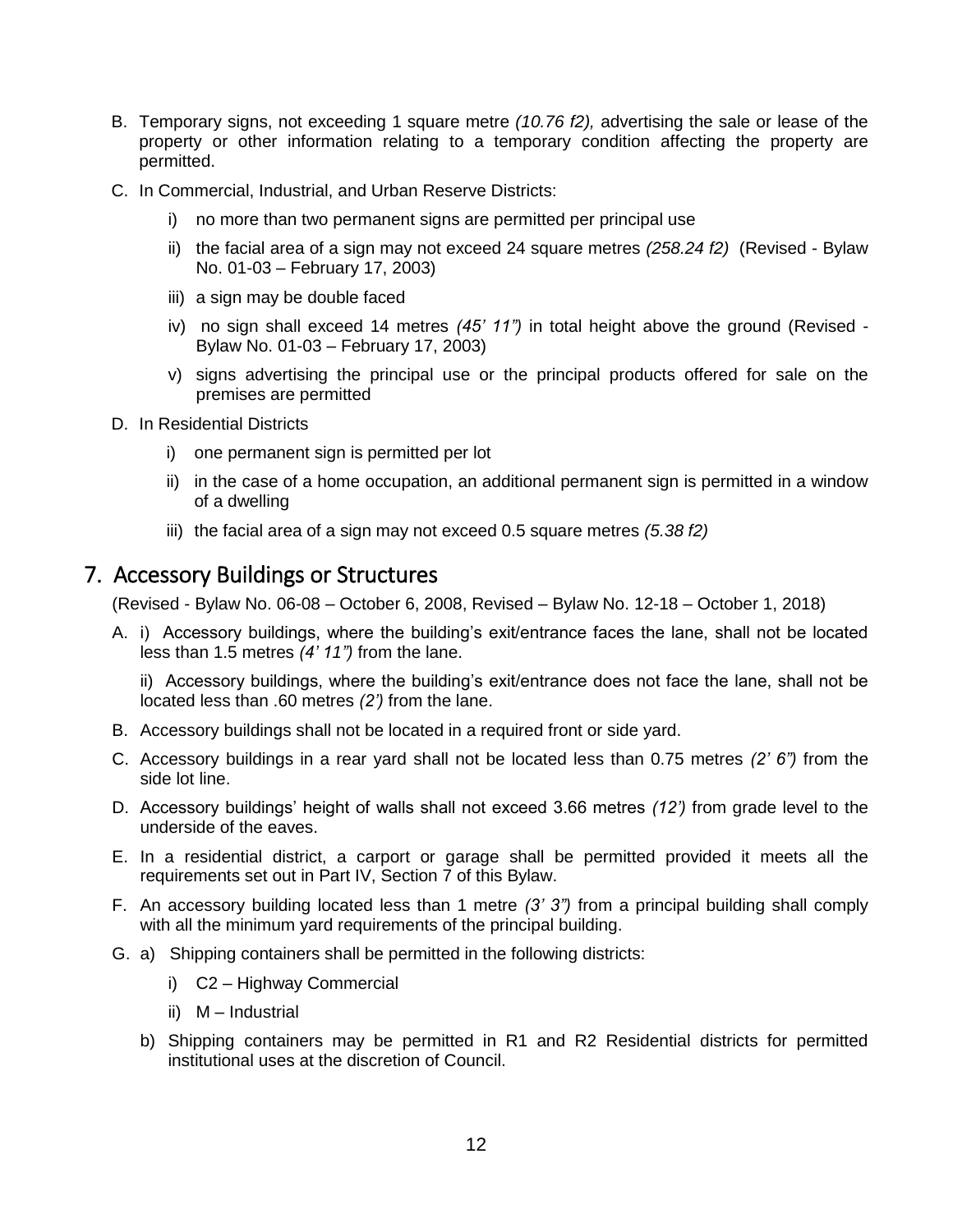B. Temporary signs, not exceeding 1 square metre *(10.76 f2),* advertising the sale or lease of the property or other information relating to a temporary condition affecting the property are permitted.

C. In Commercial, Industrial, and Urban Reserve Districts:

   i) no more than two permanent signs are permitted per principal use

   ii) the facial area of a sign may not exceed 24 square metres *(258.24 f2)* (Revised - Bylaw No. 01-03 – February 17, 2003)

   iii) a sign may be double faced

   iv) no sign shall exceed 14 metres *(45' 11")* in total height above the ground (Revised - Bylaw No. 01-03 – February 17, 2003)

   v) signs advertising the principal use or the principal products offered for sale on the premises are permitted

D. In Residential Districts

   i) one permanent sign is permitted per lot

   ii) in the case of a home occupation, an additional permanent sign is permitted in a window of a dwelling

   iii) the facial area of a sign may not exceed 0.5 square metres *(5.38 f2)*

## 7. Accessory Buildings or Structures

(Revised - Bylaw No. 06-08 – October 6, 2008, Revised – Bylaw No. 12-18 – October 1, 2018)

A. i) Accessory buildings, where the building's exit/entrance faces the lane, shall not be located less than 1.5 metres *(4' 11")* from the lane.

   ii) Accessory buildings, where the building's exit/entrance does not face the lane, shall not be located less than .60 metres *(2')* from the lane.

B. Accessory buildings shall not be located in a required front or side yard.

C. Accessory buildings in a rear yard shall not be located less than 0.75 metres *(2' 6")* from the side lot line.

D. Accessory buildings' height of walls shall not exceed 3.66 metres *(12')* from grade level to the underside of the eaves.

E. In a residential district, a carport or garage shall be permitted provided it meets all the requirements set out in Part IV, Section 7 of this Bylaw.

F. An accessory building located less than 1 metre *(3' 3")* from a principal building shall comply with all the minimum yard requirements of the principal building.

G. a) Shipping containers shall be permitted in the following districts:

   i) C2 – Highway Commercial

   ii) M – Industrial

   b) Shipping containers may be permitted in R1 and R2 Residential districts for permitted institutional uses at the discretion of Council.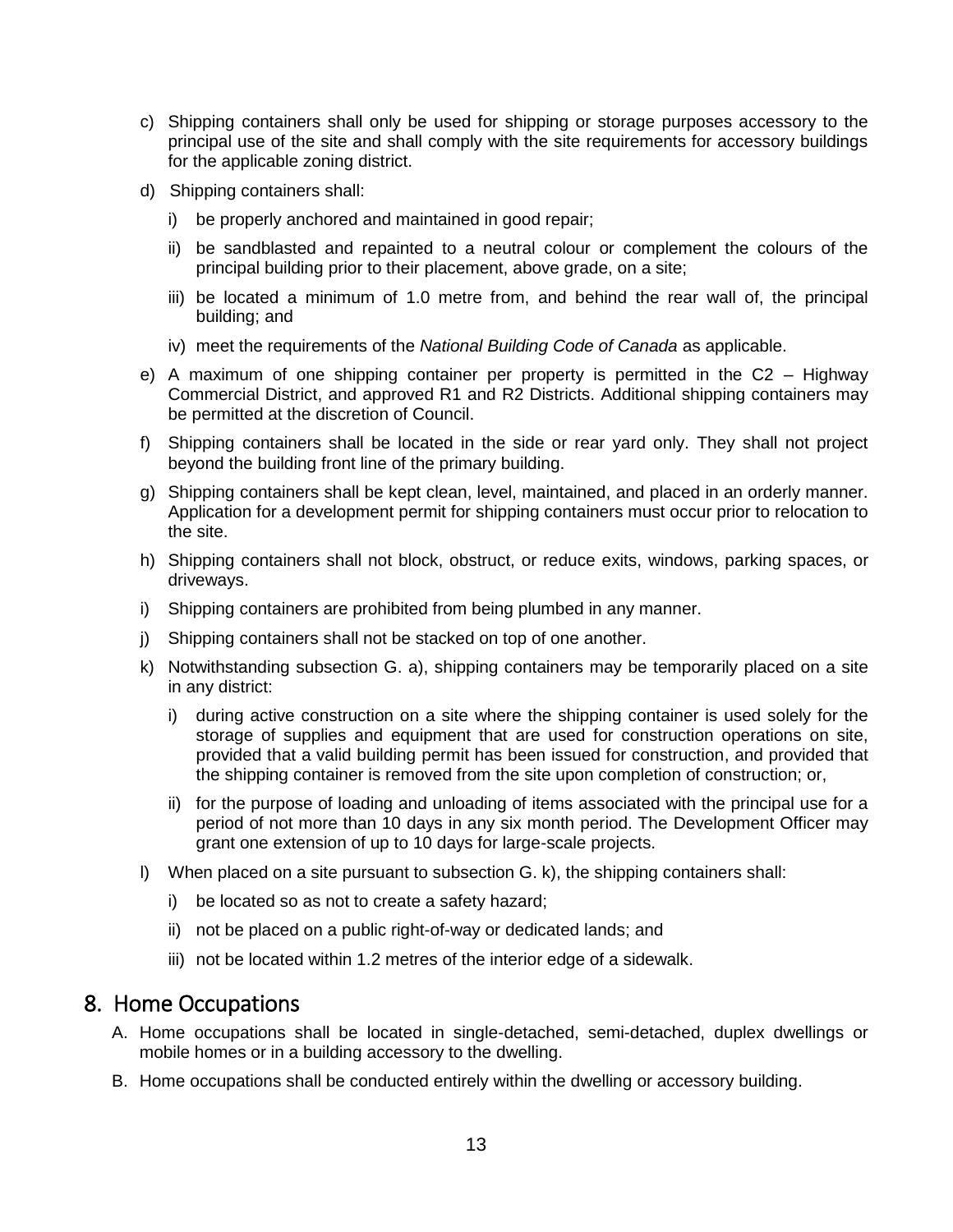c) Shipping containers shall only be used for shipping or storage purposes accessory to the principal use of the site and shall comply with the site requirements for accessory buildings for the applicable zoning district.

d) Shipping containers shall:

   i) be properly anchored and maintained in good repair;

   ii) be sandblasted and repainted to a neutral colour or complement the colours of the principal building prior to their placement, above grade, on a site;

   iii) be located a minimum of 1.0 metre from, and behind the rear wall of, the principal building; and

   iv) meet the requirements of the *National Building Code of Canada* as applicable.

e) A maximum of one shipping container per property is permitted in the C2 – Highway Commercial District, and approved R1 and R2 Districts. Additional shipping containers may be permitted at the discretion of Council.

f) Shipping containers shall be located in the side or rear yard only. They shall not project beyond the building front line of the primary building.

g) Shipping containers shall be kept clean, level, maintained, and placed in an orderly manner. Application for a development permit for shipping containers must occur prior to relocation to the site.

h) Shipping containers shall not block, obstruct, or reduce exits, windows, parking spaces, or driveways.

i) Shipping containers are prohibited from being plumbed in any manner.

j) Shipping containers shall not be stacked on top of one another.

k) Notwithstanding subsection G. a), shipping containers may be temporarily placed on a site in any district:

   i) during active construction on a site where the shipping container is used solely for the storage of supplies and equipment that are used for construction operations on site, provided that a valid building permit has been issued for construction, and provided that the shipping container is removed from the site upon completion of construction; or,

   ii) for the purpose of loading and unloading of items associated with the principal use for a period of not more than 10 days in any six month period. The Development Officer may grant one extension of up to 10 days for large-scale projects.

l) When placed on a site pursuant to subsection G. k), the shipping containers shall:

   i) be located so as not to create a safety hazard;

   ii) not be placed on a public right-of-way or dedicated lands; and

   iii) not be located within 1.2 metres of the interior edge of a sidewalk.

## 8. Home Occupations

A. Home occupations shall be located in single-detached, semi-detached, duplex dwellings or mobile homes or in a building accessory to the dwelling.

B. Home occupations shall be conducted entirely within the dwelling or accessory building.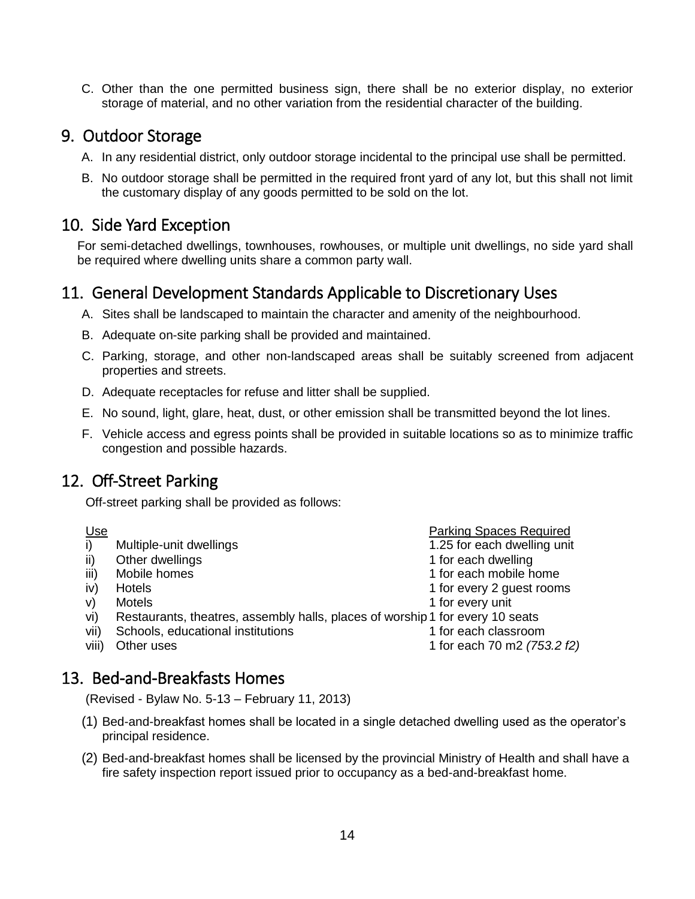C. Other than the one permitted business sign, there shall be no exterior display, no exterior storage of material, and no other variation from the residential character of the building.

## 9. Outdoor Storage

A. In any residential district, only outdoor storage incidental to the principal use shall be permitted.

B. No outdoor storage shall be permitted in the required front yard of any lot, but this shall not limit the customary display of any goods permitted to be sold on the lot.

## 10. Side Yard Exception

For semi-detached dwellings, townhouses, rowhouses, or multiple unit dwellings, no side yard shall be required where dwelling units share a common party wall.

## 11. General Development Standards Applicable to Discretionary Uses

A. Sites shall be landscaped to maintain the character and amenity of the neighbourhood.

B. Adequate on-site parking shall be provided and maintained.

C. Parking, storage, and other non-landscaped areas shall be suitably screened from adjacent properties and streets.

D. Adequate receptacles for refuse and litter shall be supplied.

E. No sound, light, glare, heat, dust, or other emission shall be transmitted beyond the lot lines.

F. Vehicle access and egress points shall be provided in suitable locations so as to minimize traffic congestion and possible hazards.

## 12. Off-Street Parking

Off-street parking shall be provided as follows:

| | Use | Parking Spaces Required |
|---|---|---|
| i) | Multiple-unit dwellings | 1.25 for each dwelling unit |
| ii) | Other dwellings | 1 for each dwelling |
| iii) | Mobile homes | 1 for each mobile home |
| iv) | Hotels | 1 for every 2 guest rooms |
| v) | Motels | 1 for every unit |
| vi) | Restaurants, theatres, assembly halls, places of worship | 1 for every 10 seats |
| vii) | Schools, educational institutions | 1 for each classroom |
| viii) | Other uses | 1 for each 70 m2 *(753.2 f2)* |

## 13. Bed-and-Breakfasts Homes

(Revised - Bylaw No. 5-13 – February 11, 2013)

(1) Bed-and-breakfast homes shall be located in a single detached dwelling used as the operator's principal residence.

(2) Bed-and-breakfast homes shall be licensed by the provincial Ministry of Health and shall have a fire safety inspection report issued prior to occupancy as a bed-and-breakfast home.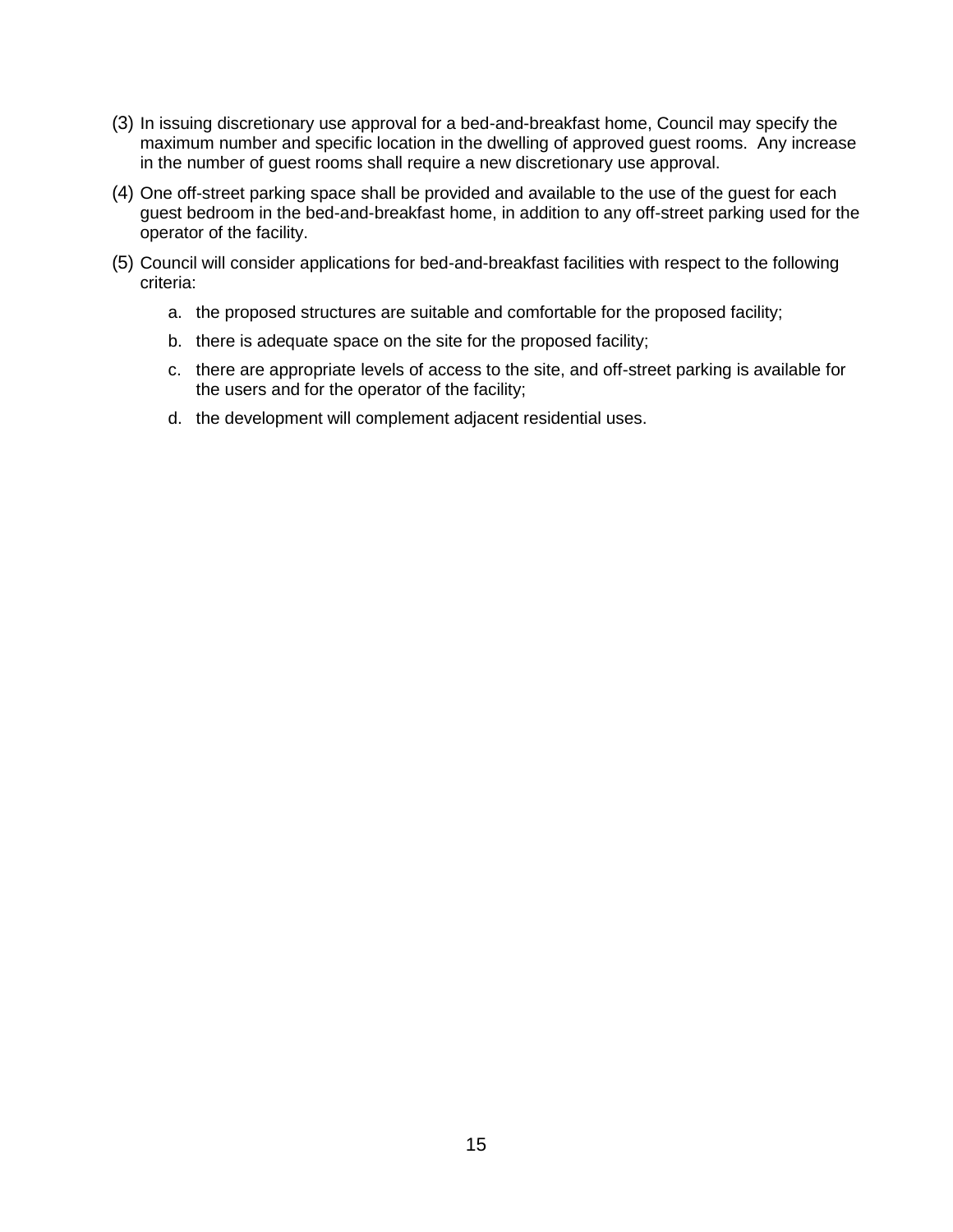(3) In issuing discretionary use approval for a bed-and-breakfast home, Council may specify the maximum number and specific location in the dwelling of approved guest rooms.  Any increase in the number of guest rooms shall require a new discretionary use approval.

(4) One off-street parking space shall be provided and available to the use of the guest for each guest bedroom in the bed-and-breakfast home, in addition to any off-street parking used for the operator of the facility.

(5) Council will consider applications for bed-and-breakfast facilities with respect to the following criteria:

   a. the proposed structures are suitable and comfortable for the proposed facility;

   b. there is adequate space on the site for the proposed facility;

   c. there are appropriate levels of access to the site, and off-street parking is available for the users and for the operator of the facility;

   d. the development will complement adjacent residential uses.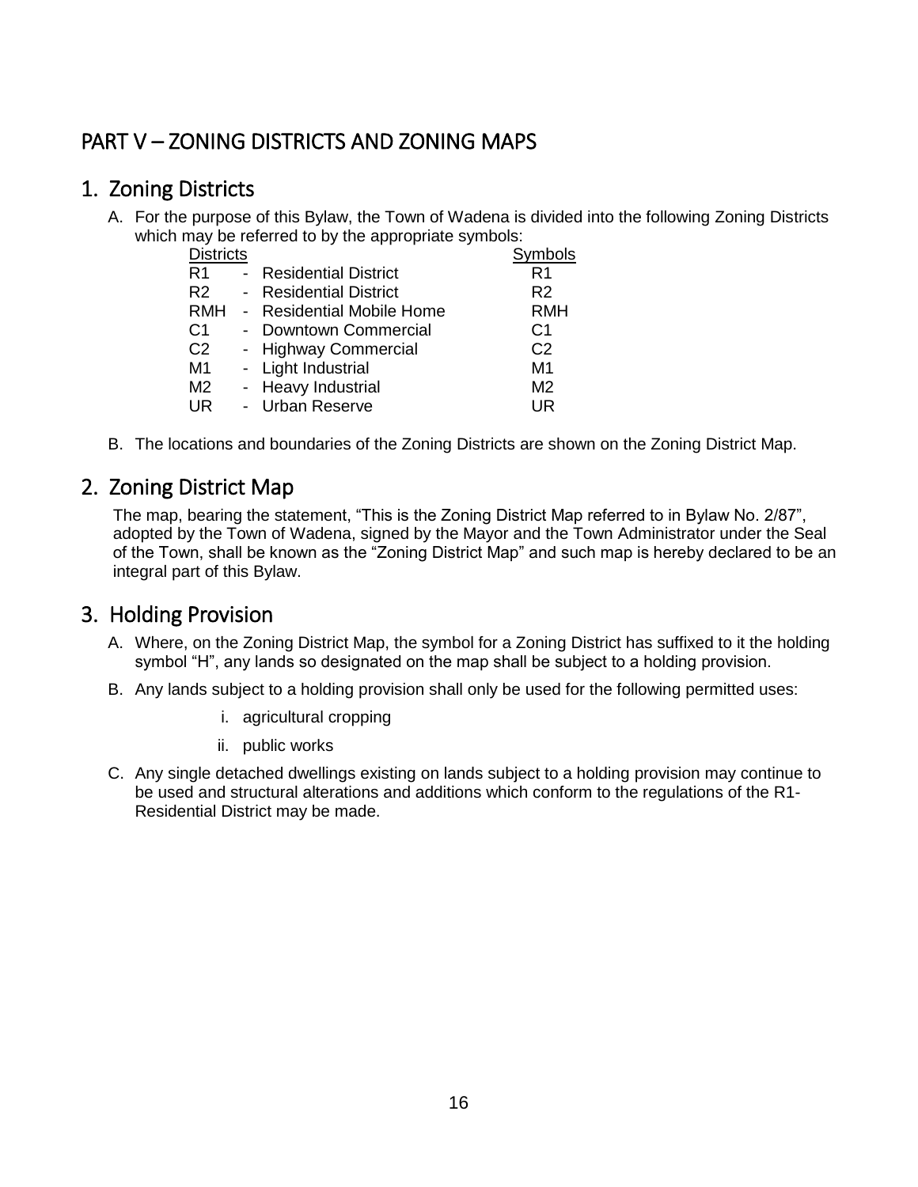# PART V – ZONING DISTRICTS AND ZONING MAPS

## 1. Zoning Districts

A. For the purpose of this Bylaw, the Town of Wadena is divided into the following Zoning Districts which may be referred to by the appropriate symbols:

| Districts | | Symbols |
|---|---|---|
| R1 | - Residential District | R1 |
| R2 | - Residential District | R2 |
| RMH | - Residential Mobile Home | RMH |
| C1 | - Downtown Commercial | C1 |
| C2 | - Highway Commercial | C2 |
| M1 | - Light Industrial | M1 |
| M2 | - Heavy Industrial | M2 |
| UR | - Urban Reserve | UR |

B. The locations and boundaries of the Zoning Districts are shown on the Zoning District Map.

## 2. Zoning District Map

The map, bearing the statement, "This is the Zoning District Map referred to in Bylaw No. 2/87", adopted by the Town of Wadena, signed by the Mayor and the Town Administrator under the Seal of the Town, shall be known as the "Zoning District Map" and such map is hereby declared to be an integral part of this Bylaw.

## 3. Holding Provision

A. Where, on the Zoning District Map, the symbol for a Zoning District has suffixed to it the holding symbol "H", any lands so designated on the map shall be subject to a holding provision.

B. Any lands subject to a holding provision shall only be used for the following permitted uses:

i. agricultural cropping

ii. public works

C. Any single detached dwellings existing on lands subject to a holding provision may continue to be used and structural alterations and additions which conform to the regulations of the R1-Residential District may be made.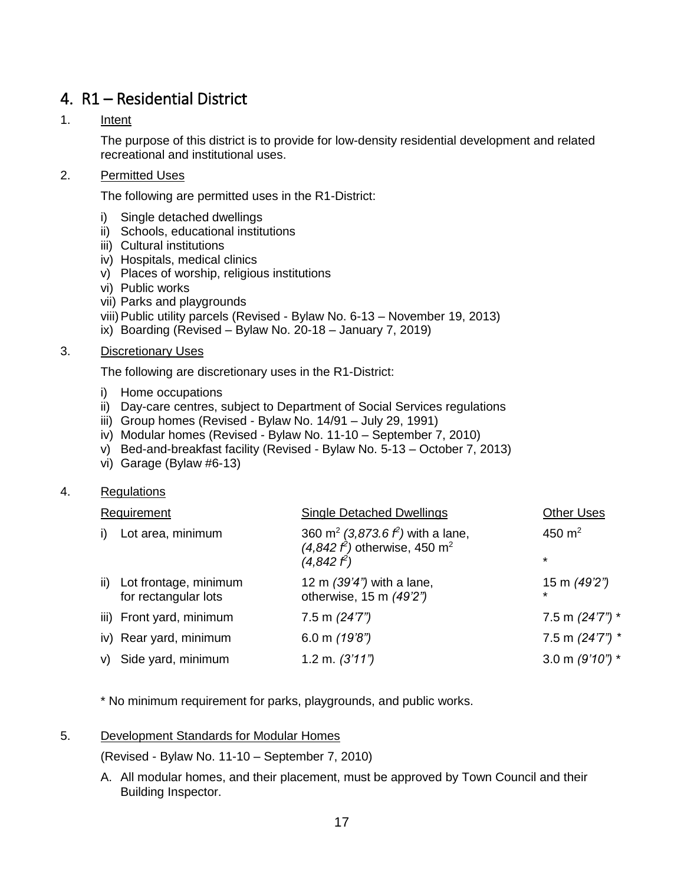# 4. R1 – Residential District

1. Intent

   The purpose of this district is to provide for low-density residential development and related recreational and institutional uses.

2. Permitted Uses

   The following are permitted uses in the R1-District:

   i) Single detached dwellings
   ii) Schools, educational institutions
   iii) Cultural institutions
   iv) Hospitals, medical clinics
   v) Places of worship, religious institutions
   vi) Public works
   vii) Parks and playgrounds
   viii) Public utility parcels (Revised - Bylaw No. 6-13 – November 19, 2013)
   ix) Boarding (Revised – Bylaw No. 20-18 – January 7, 2019)

3. Discretionary Uses

   The following are discretionary uses in the R1-District:

   i) Home occupations
   ii) Day-care centres, subject to Department of Social Services regulations
   iii) Group homes (Revised - Bylaw No. 14/91 – July 29, 1991)
   iv) Modular homes (Revised - Bylaw No. 11-10 – September 7, 2010)
   v) Bed-and-breakfast facility (Revised - Bylaw No. 5-13 – October 7, 2013)
   vi) Garage (Bylaw #6-13)

4. Regulations

| Requirement | Single Detached Dwellings | Other Uses |
|---|---|---|
| i) Lot area, minimum | 360 m$^2$ *(3,873.6 f$^2$)* with a lane, *(4,842 f$^2$)* otherwise, 450 m$^2$ *(4,842 f$^2$)* | 450 m$^2$ * |
| ii) Lot frontage, minimum for rectangular lots | 12 m *(39'4")* with a lane, otherwise, 15 m *(49'2")* | 15 m *(49'2")* * |
| iii) Front yard, minimum | 7.5 m *(24'7")* | 7.5 m *(24'7")* * |
| iv) Rear yard, minimum | 6.0 m *(19'8")* | 7.5 m *(24'7")* * |
| v) Side yard, minimum | 1.2 m. *(3'11")* | 3.0 m *(9'10")* * |

   * No minimum requirement for parks, playgrounds, and public works.

5. Development Standards for Modular Homes

   (Revised - Bylaw No. 11-10 – September 7, 2010)

   A. All modular homes, and their placement, must be approved by Town Council and their Building Inspector.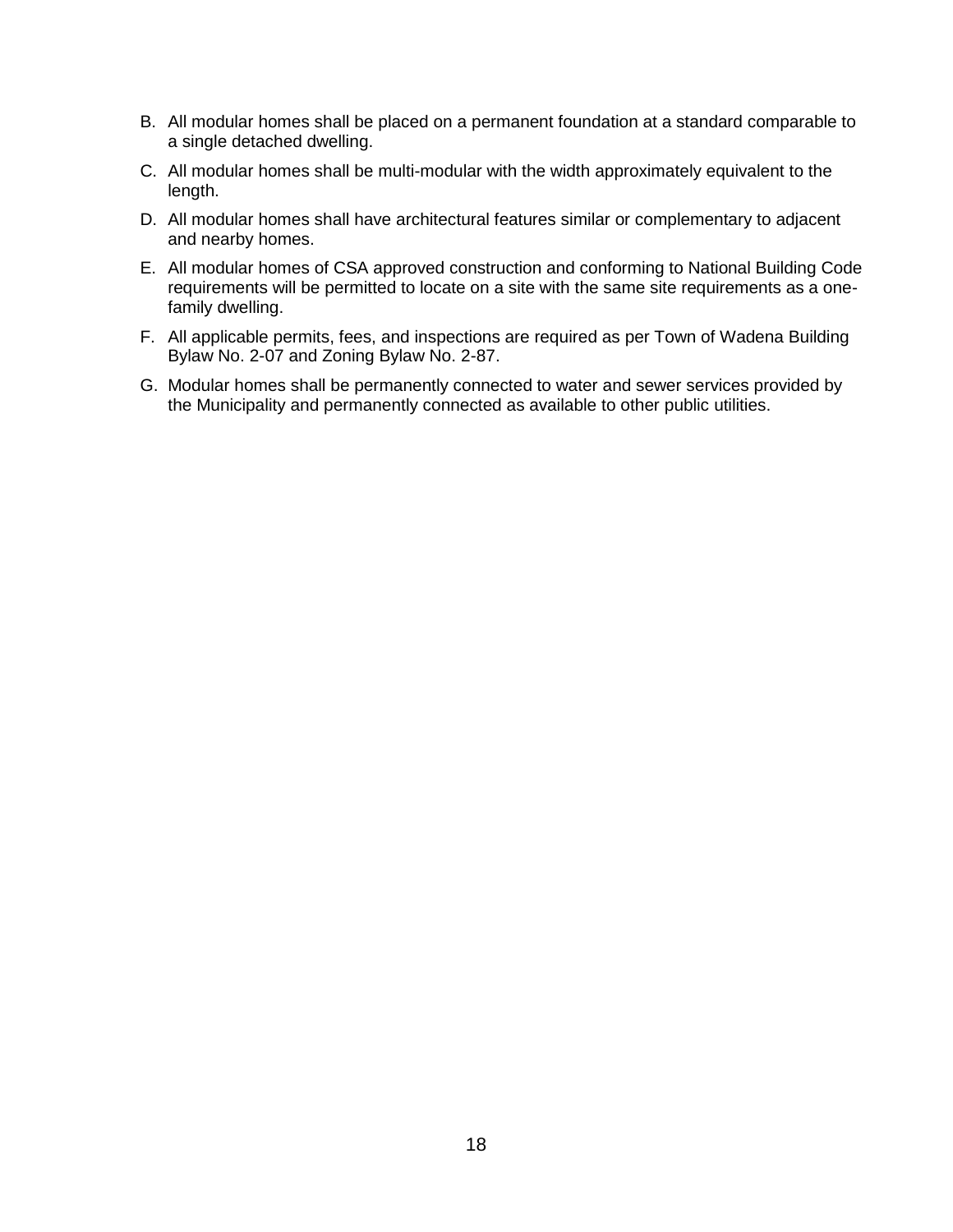B. All modular homes shall be placed on a permanent foundation at a standard comparable to a single detached dwelling.

C. All modular homes shall be multi-modular with the width approximately equivalent to the length.

D. All modular homes shall have architectural features similar or complementary to adjacent and nearby homes.

E. All modular homes of CSA approved construction and conforming to National Building Code requirements will be permitted to locate on a site with the same site requirements as a one-family dwelling.

F. All applicable permits, fees, and inspections are required as per Town of Wadena Building Bylaw No. 2-07 and Zoning Bylaw No. 2-87.

G. Modular homes shall be permanently connected to water and sewer services provided by the Municipality and permanently connected as available to other public utilities.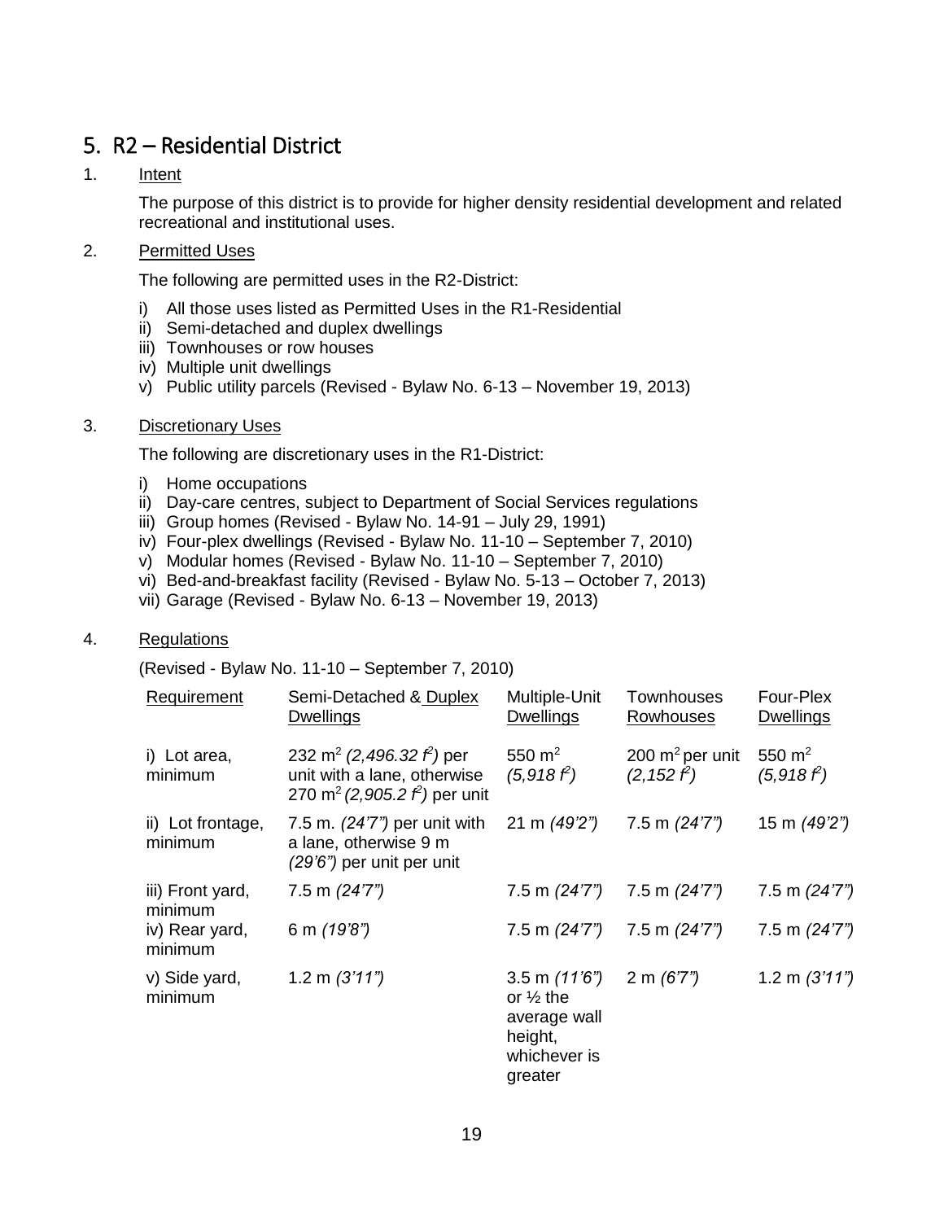## 5. R2 – Residential District

1. Intent

   The purpose of this district is to provide for higher density residential development and related recreational and institutional uses.

2. Permitted Uses

   The following are permitted uses in the R2-District:

   i) All those uses listed as Permitted Uses in the R1-Residential
   ii) Semi-detached and duplex dwellings
   iii) Townhouses or row houses
   iv) Multiple unit dwellings
   v) Public utility parcels (Revised - Bylaw No. 6-13 – November 19, 2013)

3. Discretionary Uses

   The following are discretionary uses in the R1-District:

   i) Home occupations
   ii) Day-care centres, subject to Department of Social Services regulations
   iii) Group homes (Revised - Bylaw No. 14-91 – July 29, 1991)
   iv) Four-plex dwellings (Revised - Bylaw No. 11-10 – September 7, 2010)
   v) Modular homes (Revised - Bylaw No. 11-10 – September 7, 2010)
   vi) Bed-and-breakfast facility (Revised - Bylaw No. 5-13 – October 7, 2013)
   vii) Garage (Revised - Bylaw No. 6-13 – November 19, 2013)

4. Regulations

   (Revised - Bylaw No. 11-10 – September 7, 2010)

| Requirement | Semi-Detached & Duplex Dwellings | Multiple-Unit Dwellings | Townhouses Rowhouses | Four-Plex Dwellings |
|---|---|---|---|---|
| i) Lot area, minimum | 232 m² *(2,496.32 f²)* per unit with a lane, otherwise 270 m² *(2,905.2 f²)* per unit | 550 m² *(5,918 f²)* | 200 m² per unit *(2,152 f²)* | 550 m² *(5,918 f²)* |
| ii) Lot frontage, minimum | 7.5 m. *(24'7")* per unit with a lane, otherwise 9 m *(29'6")* per unit per unit | 21 m *(49'2")* | 7.5 m *(24'7")* | 15 m *(49'2")* |
| iii) Front yard, minimum | 7.5 m *(24'7")* | 7.5 m *(24'7")* | 7.5 m *(24'7")* | 7.5 m *(24'7")* |
| iv) Rear yard, minimum | 6 m *(19'8")* | 7.5 m *(24'7")* | 7.5 m *(24'7")* | 7.5 m *(24'7")* |
| v) Side yard, minimum | 1.2 m *(3'11")* | 3.5 m *(11'6")* or ½ the average wall height, whichever is greater | 2 m *(6'7")* | 1.2 m *(3'11")* |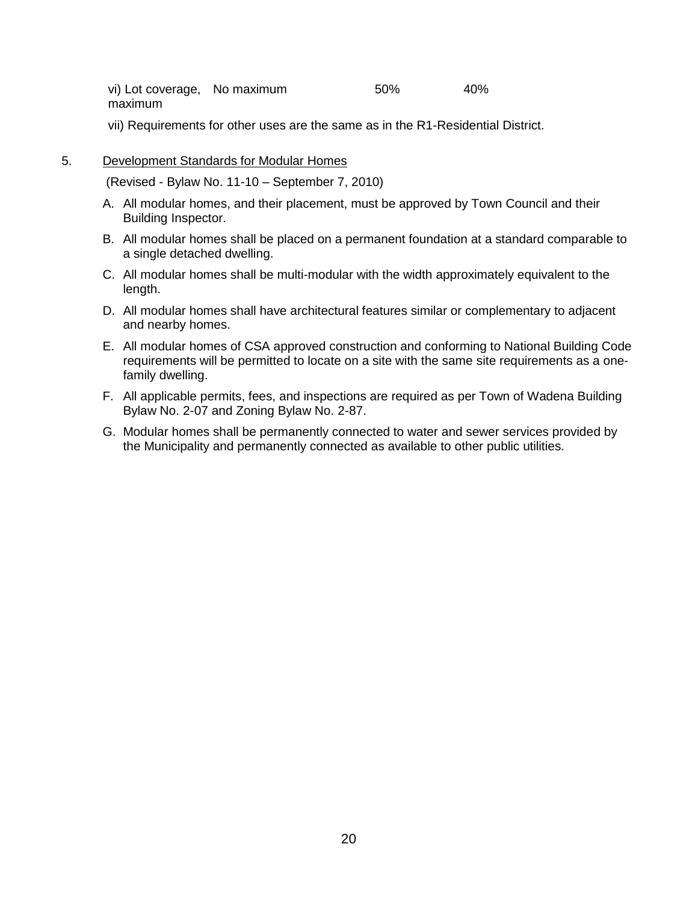| vi) Lot coverage, maximum | No maximum | 50% | 40% |
|---|---|---|---|

vii) Requirements for other uses are the same as in the R1-Residential District.

5. Development Standards for Modular Homes

(Revised - Bylaw No. 11-10 – September 7, 2010)

A. All modular homes, and their placement, must be approved by Town Council and their Building Inspector.

B. All modular homes shall be placed on a permanent foundation at a standard comparable to a single detached dwelling.

C. All modular homes shall be multi-modular with the width approximately equivalent to the length.

D. All modular homes shall have architectural features similar or complementary to adjacent and nearby homes.

E. All modular homes of CSA approved construction and conforming to National Building Code requirements will be permitted to locate on a site with the same site requirements as a one-family dwelling.

F. All applicable permits, fees, and inspections are required as per Town of Wadena Building Bylaw No. 2-07 and Zoning Bylaw No. 2-87.

G. Modular homes shall be permanently connected to water and sewer services provided by the Municipality and permanently connected as available to other public utilities.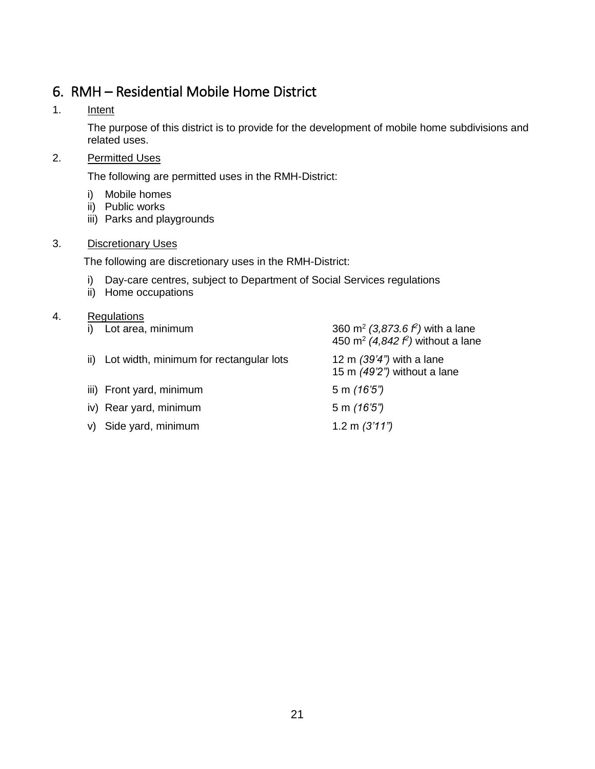## 6. RMH – Residential Mobile Home District

1. Intent

   The purpose of this district is to provide for the development of mobile home subdivisions and related uses.

2. Permitted Uses

   The following are permitted uses in the RMH-District:

   i) Mobile homes
   ii) Public works
   iii) Parks and playgrounds

3. Discretionary Uses

   The following are discretionary uses in the RMH-District:

   i) Day-care centres, subject to Department of Social Services regulations
   ii) Home occupations

4. Regulations

| | |
|---|---|
| i) Lot area, minimum | 360 m$^2$ *(3,873.6 f$^2$)* with a lane<br>450 m$^2$ *(4,842 f$^2$)* without a lane |
| ii) Lot width, minimum for rectangular lots | 12 m *(39'4")* with a lane<br>15 m *(49'2")* without a lane |
| iii) Front yard, minimum | 5 m *(16'5")* |
| iv) Rear yard, minimum | 5 m *(16'5")* |
| v) Side yard, minimum | 1.2 m *(3'11")* |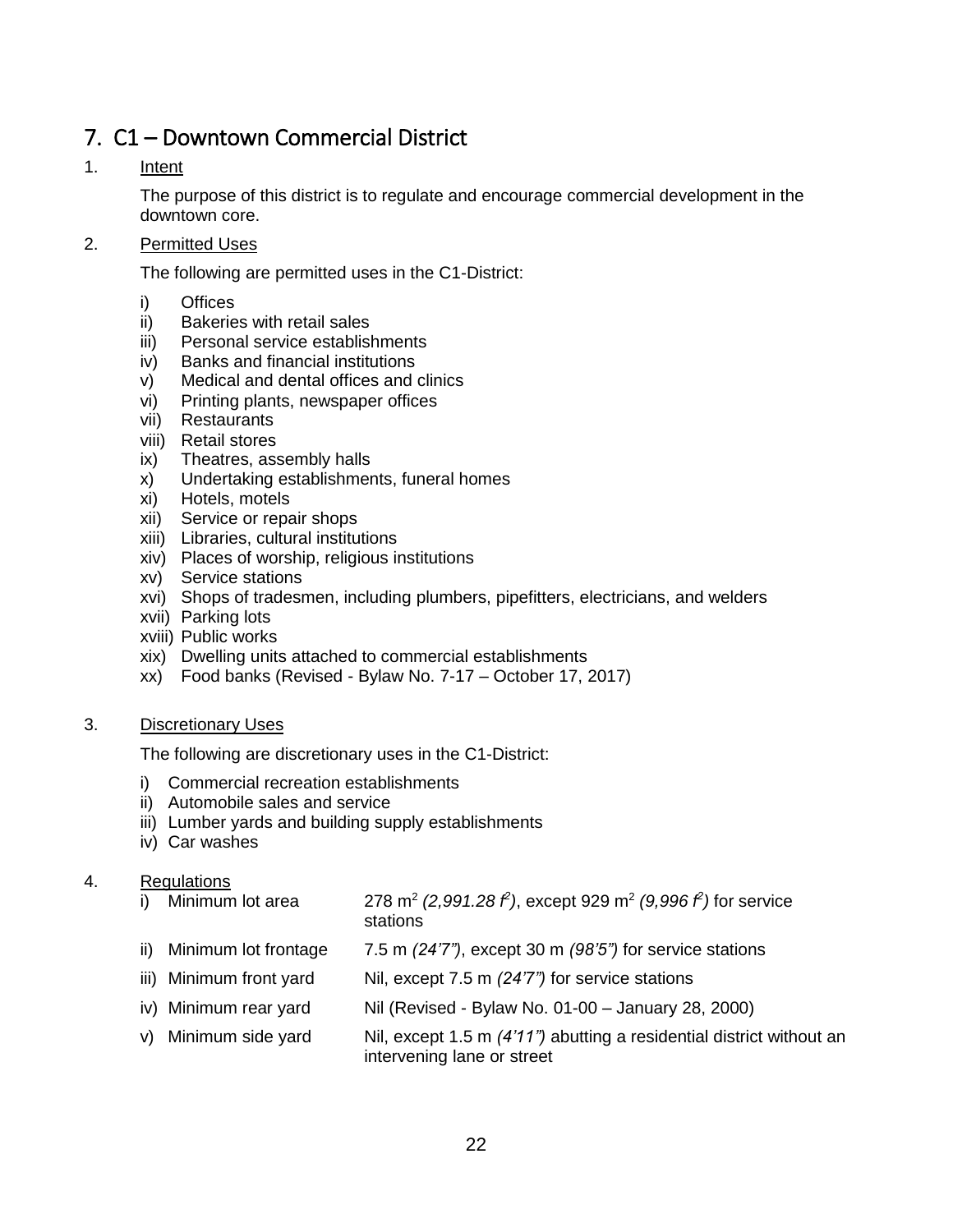# 7. C1 – Downtown Commercial District

1. Intent

   The purpose of this district is to regulate and encourage commercial development in the downtown core.

2. Permitted Uses

   The following are permitted uses in the C1-District:

   i) Offices
   ii) Bakeries with retail sales
   iii) Personal service establishments
   iv) Banks and financial institutions
   v) Medical and dental offices and clinics
   vi) Printing plants, newspaper offices
   vii) Restaurants
   viii) Retail stores
   ix) Theatres, assembly halls
   x) Undertaking establishments, funeral homes
   xi) Hotels, motels
   xii) Service or repair shops
   xiii) Libraries, cultural institutions
   xiv) Places of worship, religious institutions
   xv) Service stations
   xvi) Shops of tradesmen, including plumbers, pipefitters, electricians, and welders
   xvii) Parking lots
   xviii) Public works
   xix) Dwelling units attached to commercial establishments
   xx) Food banks (Revised - Bylaw No. 7-17 – October 17, 2017)

3. Discretionary Uses

   The following are discretionary uses in the C1-District:

   i) Commercial recreation establishments
   ii) Automobile sales and service
   iii) Lumber yards and building supply establishments
   iv) Car washes

4. Regulations

| | |
|---|---|
| i) Minimum lot area | 278 $m^2$ *(2,991.28 $f^2$)*, except 929 $m^2$ *(9,996 $f^2$)* for service stations |
| ii) Minimum lot frontage | 7.5 m *(24'7")*, except 30 m *(98'5")* for service stations |
| iii) Minimum front yard | Nil, except 7.5 m *(24'7")* for service stations |
| iv) Minimum rear yard | Nil (Revised - Bylaw No. 01-00 – January 28, 2000) |
| v) Minimum side yard | Nil, except 1.5 m *(4'11")* abutting a residential district without an intervening lane or street |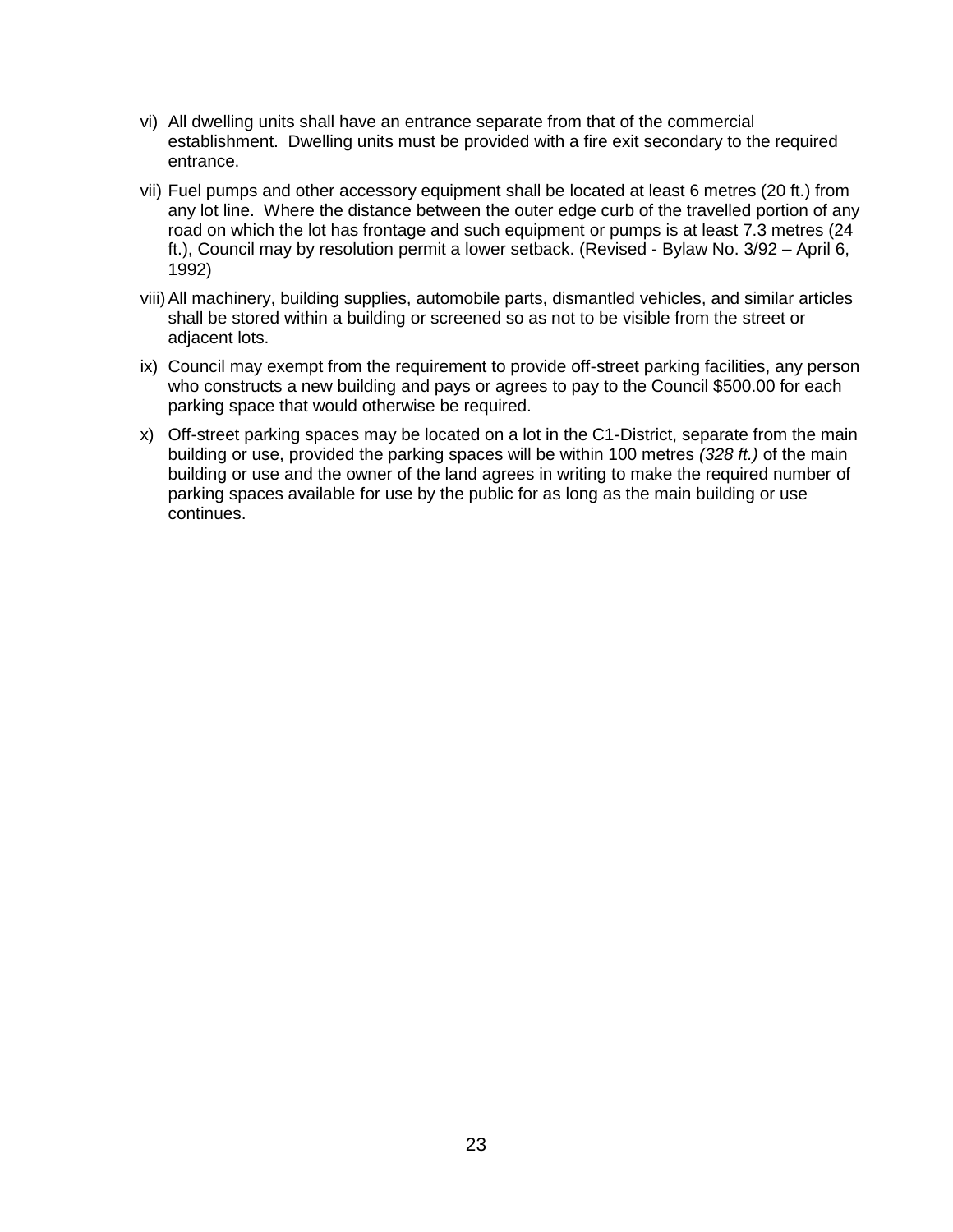vi) All dwelling units shall have an entrance separate from that of the commercial establishment. Dwelling units must be provided with a fire exit secondary to the required entrance.

vii) Fuel pumps and other accessory equipment shall be located at least 6 metres (20 ft.) from any lot line. Where the distance between the outer edge curb of the travelled portion of any road on which the lot has frontage and such equipment or pumps is at least 7.3 metres (24 ft.), Council may by resolution permit a lower setback. (Revised - Bylaw No. 3/92 – April 6, 1992)

viii) All machinery, building supplies, automobile parts, dismantled vehicles, and similar articles shall be stored within a building or screened so as not to be visible from the street or adjacent lots.

ix) Council may exempt from the requirement to provide off-street parking facilities, any person who constructs a new building and pays or agrees to pay to the Council $500.00 for each parking space that would otherwise be required.

x) Off-street parking spaces may be located on a lot in the C1-District, separate from the main building or use, provided the parking spaces will be within 100 metres *(328 ft.)* of the main building or use and the owner of the land agrees in writing to make the required number of parking spaces available for use by the public for as long as the main building or use continues.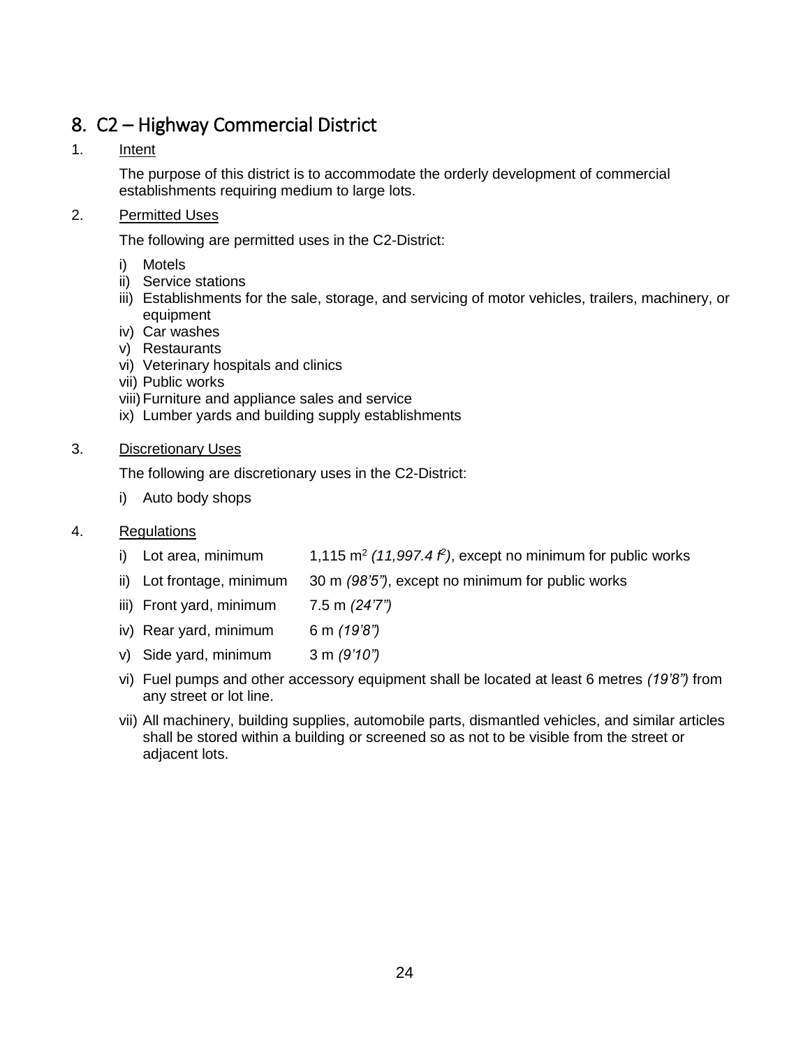## 8. C2 – Highway Commercial District

1. Intent

   The purpose of this district is to accommodate the orderly development of commercial establishments requiring medium to large lots.

2. Permitted Uses

   The following are permitted uses in the C2-District:

   i) Motels
   ii) Service stations
   iii) Establishments for the sale, storage, and servicing of motor vehicles, trailers, machinery, or equipment
   iv) Car washes
   v) Restaurants
   vi) Veterinary hospitals and clinics
   vii) Public works
   viii) Furniture and appliance sales and service
   ix) Lumber yards and building supply establishments

3. Discretionary Uses

   The following are discretionary uses in the C2-District:

   i) Auto body shops

4. Regulations

   i) Lot area, minimum — 1,115 $m^2$ *(11,997.4 $f^2$)*, except no minimum for public works
   ii) Lot frontage, minimum — 30 m *(98'5")*, except no minimum for public works
   iii) Front yard, minimum — 7.5 m *(24'7")*
   iv) Rear yard, minimum — 6 m *(19'8")*
   v) Side yard, minimum — 3 m *(9'10")*
   vi) Fuel pumps and other accessory equipment shall be located at least 6 metres *(19'8")* from any street or lot line.
   vii) All machinery, building supplies, automobile parts, dismantled vehicles, and similar articles shall be stored within a building or screened so as not to be visible from the street or adjacent lots.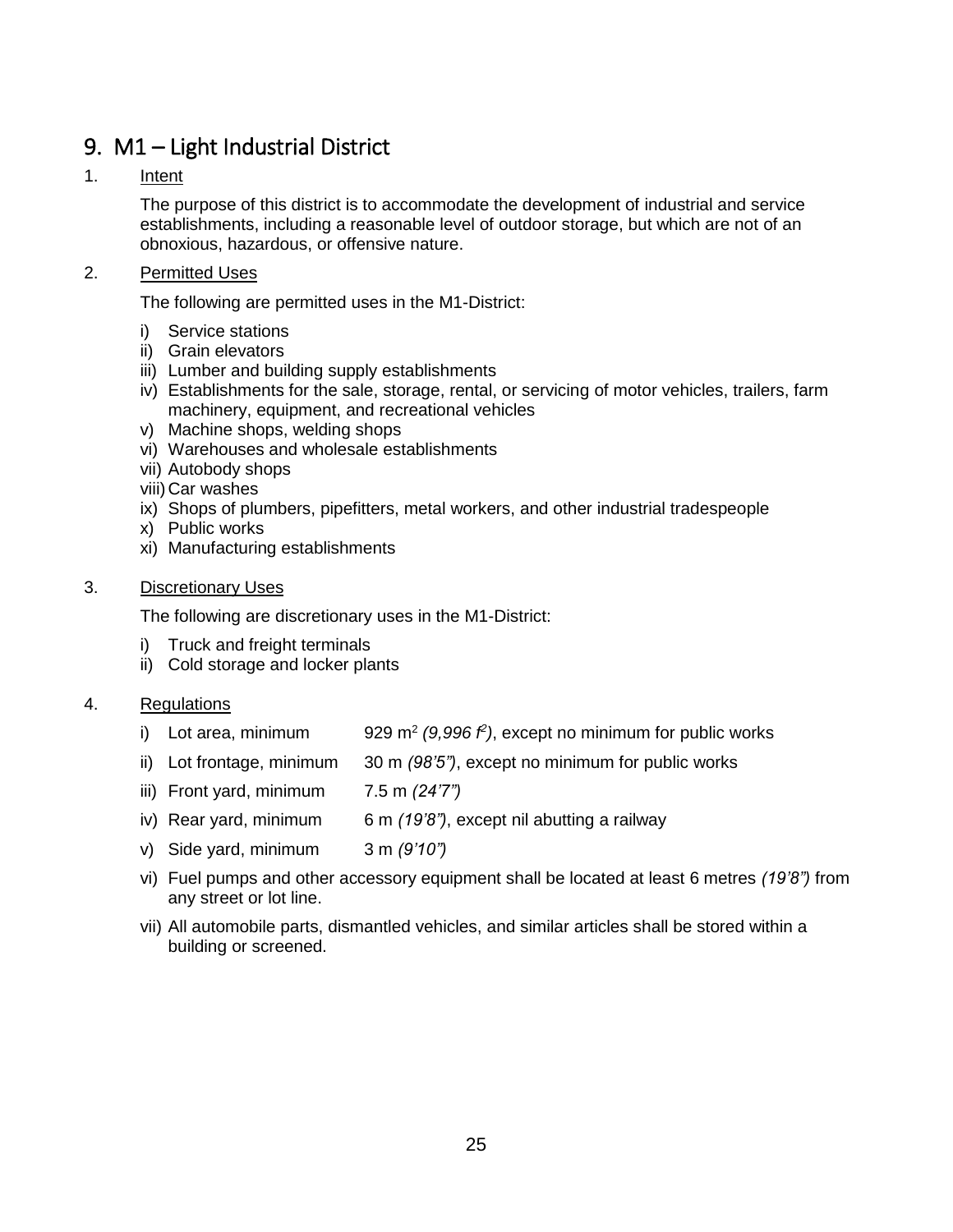# 9. M1 – Light Industrial District

1. Intent

The purpose of this district is to accommodate the development of industrial and service establishments, including a reasonable level of outdoor storage, but which are not of an obnoxious, hazardous, or offensive nature.

2. Permitted Uses

The following are permitted uses in the M1-District:

i) Service stations
ii) Grain elevators
iii) Lumber and building supply establishments
iv) Establishments for the sale, storage, rental, or servicing of motor vehicles, trailers, farm machinery, equipment, and recreational vehicles
v) Machine shops, welding shops
vi) Warehouses and wholesale establishments
vii) Autobody shops
viii) Car washes
ix) Shops of plumbers, pipefitters, metal workers, and other industrial tradespeople
x) Public works
xi) Manufacturing establishments

3. Discretionary Uses

The following are discretionary uses in the M1-District:

i) Truck and freight terminals
ii) Cold storage and locker plants

4. Regulations

i) Lot area, minimum 929 $m^2$ *(9,996 $f^2$)*, except no minimum for public works

ii) Lot frontage, minimum 30 m *(98'5")*, except no minimum for public works

iii) Front yard, minimum 7.5 m *(24'7")*

iv) Rear yard, minimum 6 m *(19'8")*, except nil abutting a railway

v) Side yard, minimum 3 m *(9'10")*

vi) Fuel pumps and other accessory equipment shall be located at least 6 metres *(19'8")* from any street or lot line.

vii) All automobile parts, dismantled vehicles, and similar articles shall be stored within a building or screened.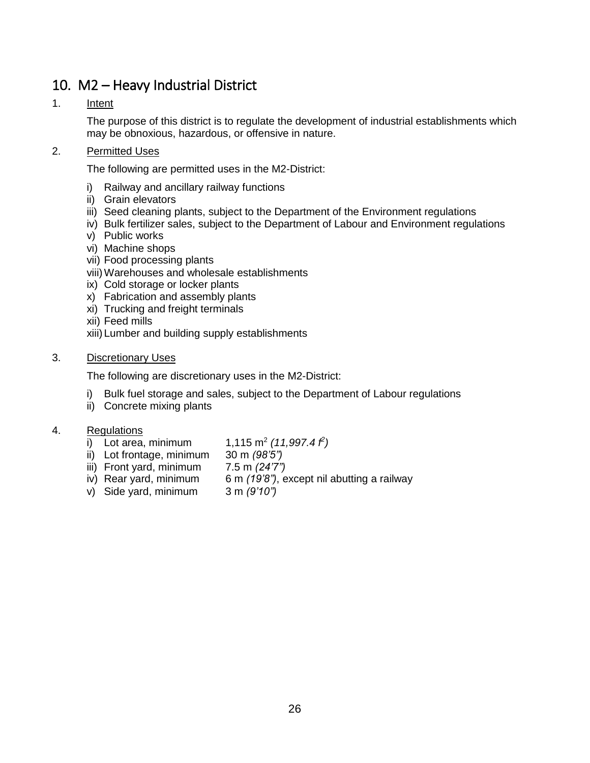## 10. M2 – Heavy Industrial District

1. Intent

   The purpose of this district is to regulate the development of industrial establishments which may be obnoxious, hazardous, or offensive in nature.

2. Permitted Uses

   The following are permitted uses in the M2-District:

   i) Railway and ancillary railway functions
   ii) Grain elevators
   iii) Seed cleaning plants, subject to the Department of the Environment regulations
   iv) Bulk fertilizer sales, subject to the Department of Labour and Environment regulations
   v) Public works
   vi) Machine shops
   vii) Food processing plants
   viii) Warehouses and wholesale establishments
   ix) Cold storage or locker plants
   x) Fabrication and assembly plants
   xi) Trucking and freight terminals
   xii) Feed mills
   xiii) Lumber and building supply establishments

3. Discretionary Uses

   The following are discretionary uses in the M2-District:

   i) Bulk fuel storage and sales, subject to the Department of Labour regulations
   ii) Concrete mixing plants

4. Regulations

   i) Lot area, minimum 1,115 $m^2$ *(11,997.4 $f^2$)*
   ii) Lot frontage, minimum 30 m *(98'5")*
   iii) Front yard, minimum 7.5 m *(24'7")*
   iv) Rear yard, minimum 6 m *(19'8")*, except nil abutting a railway
   v) Side yard, minimum 3 m *(9'10")*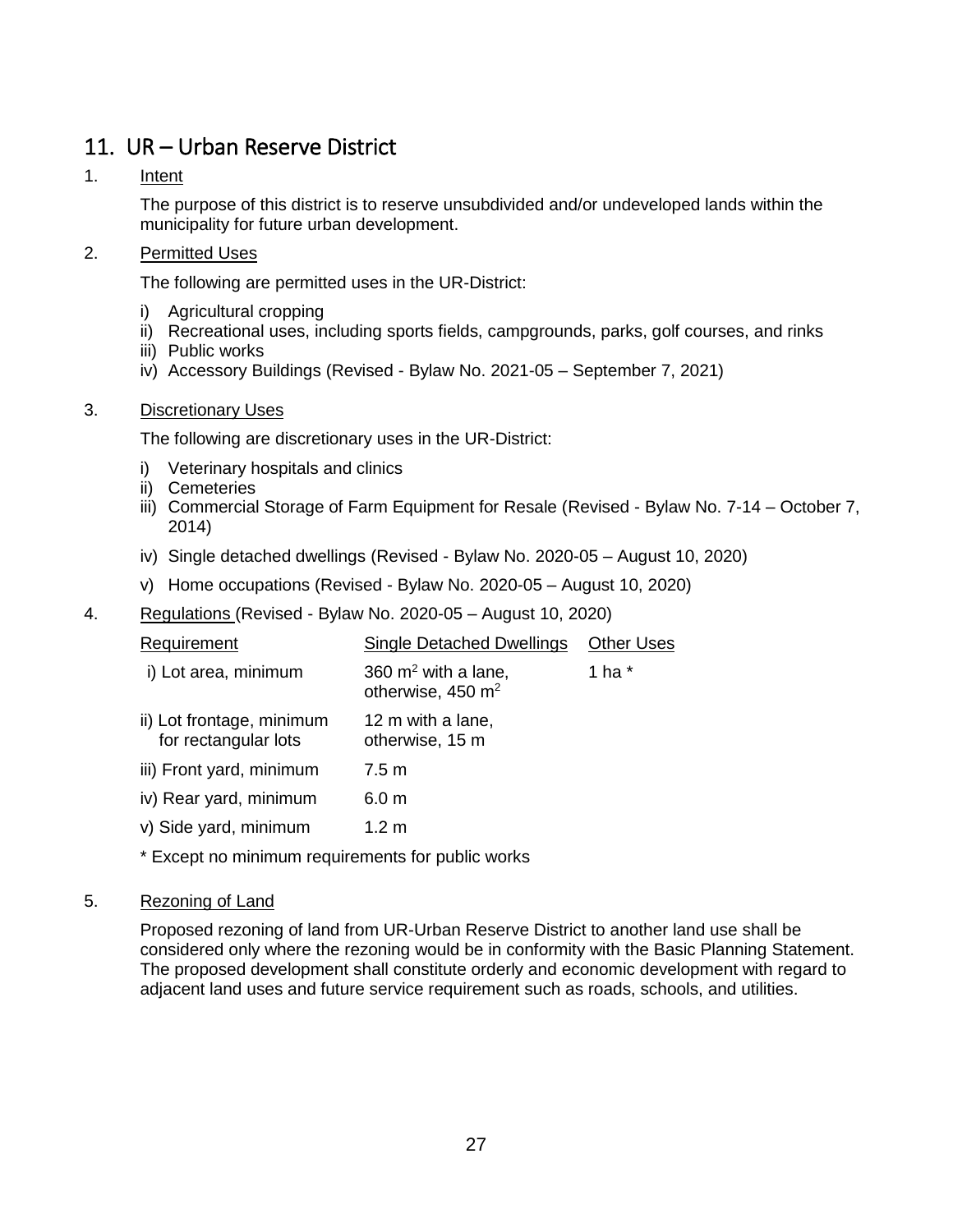## 11. UR – Urban Reserve District

1. Intent

   The purpose of this district is to reserve unsubdivided and/or undeveloped lands within the municipality for future urban development.

2. Permitted Uses

   The following are permitted uses in the UR-District:

   i) Agricultural cropping
   ii) Recreational uses, including sports fields, campgrounds, parks, golf courses, and rinks
   iii) Public works
   iv) Accessory Buildings (Revised - Bylaw No. 2021-05 – September 7, 2021)

3. Discretionary Uses

   The following are discretionary uses in the UR-District:

   i) Veterinary hospitals and clinics
   ii) Cemeteries
   iii) Commercial Storage of Farm Equipment for Resale (Revised - Bylaw No. 7-14 – October 7, 2014)
   iv) Single detached dwellings (Revised - Bylaw No. 2020-05 – August 10, 2020)
   v) Home occupations (Revised - Bylaw No. 2020-05 – August 10, 2020)

4. Regulations (Revised - Bylaw No. 2020-05 – August 10, 2020)

| Requirement | Single Detached Dwellings | Other Uses |
|---|---|---|
| i) Lot area, minimum | 360 $m^2$ with a lane, otherwise, 450 $m^2$ | 1 ha * |
| ii) Lot frontage, minimum for rectangular lots | 12 m with a lane, otherwise, 15 m | |
| iii) Front yard, minimum | 7.5 m | |
| iv) Rear yard, minimum | 6.0 m | |
| v) Side yard, minimum | 1.2 m | |

   * Except no minimum requirements for public works

5. Rezoning of Land

   Proposed rezoning of land from UR-Urban Reserve District to another land use shall be considered only where the rezoning would be in conformity with the Basic Planning Statement. The proposed development shall constitute orderly and economic development with regard to adjacent land uses and future service requirement such as roads, schools, and utilities.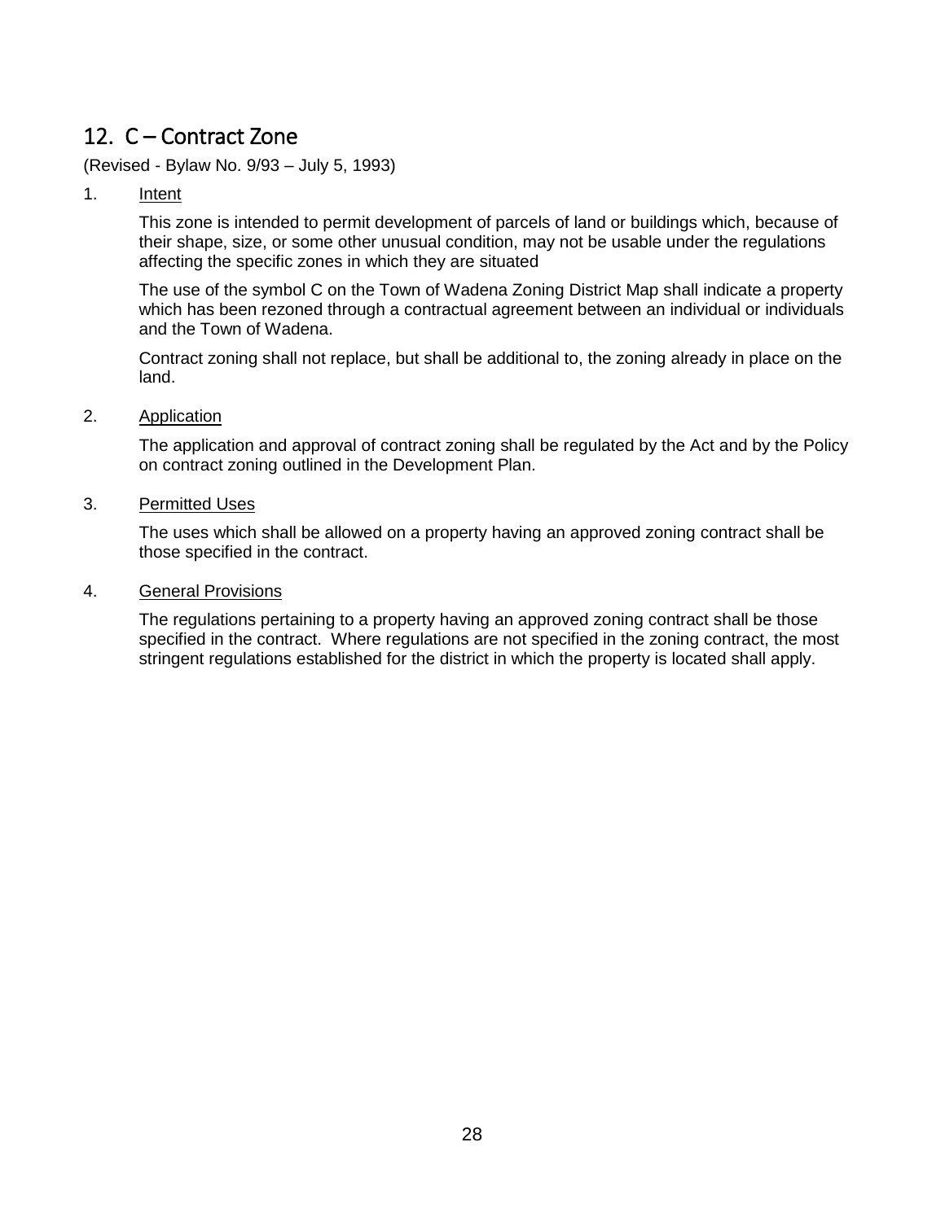## 12. C – Contract Zone

(Revised - Bylaw No. 9/93 – July 5, 1993)

1. Intent

   This zone is intended to permit development of parcels of land or buildings which, because of their shape, size, or some other unusual condition, may not be usable under the regulations affecting the specific zones in which they are situated

   The use of the symbol C on the Town of Wadena Zoning District Map shall indicate a property which has been rezoned through a contractual agreement between an individual or individuals and the Town of Wadena.

   Contract zoning shall not replace, but shall be additional to, the zoning already in place on the land.

2. Application

   The application and approval of contract zoning shall be regulated by the Act and by the Policy on contract zoning outlined in the Development Plan.

3. Permitted Uses

   The uses which shall be allowed on a property having an approved zoning contract shall be those specified in the contract.

4. General Provisions

   The regulations pertaining to a property having an approved zoning contract shall be those specified in the contract. Where regulations are not specified in the zoning contract, the most stringent regulations established for the district in which the property is located shall apply.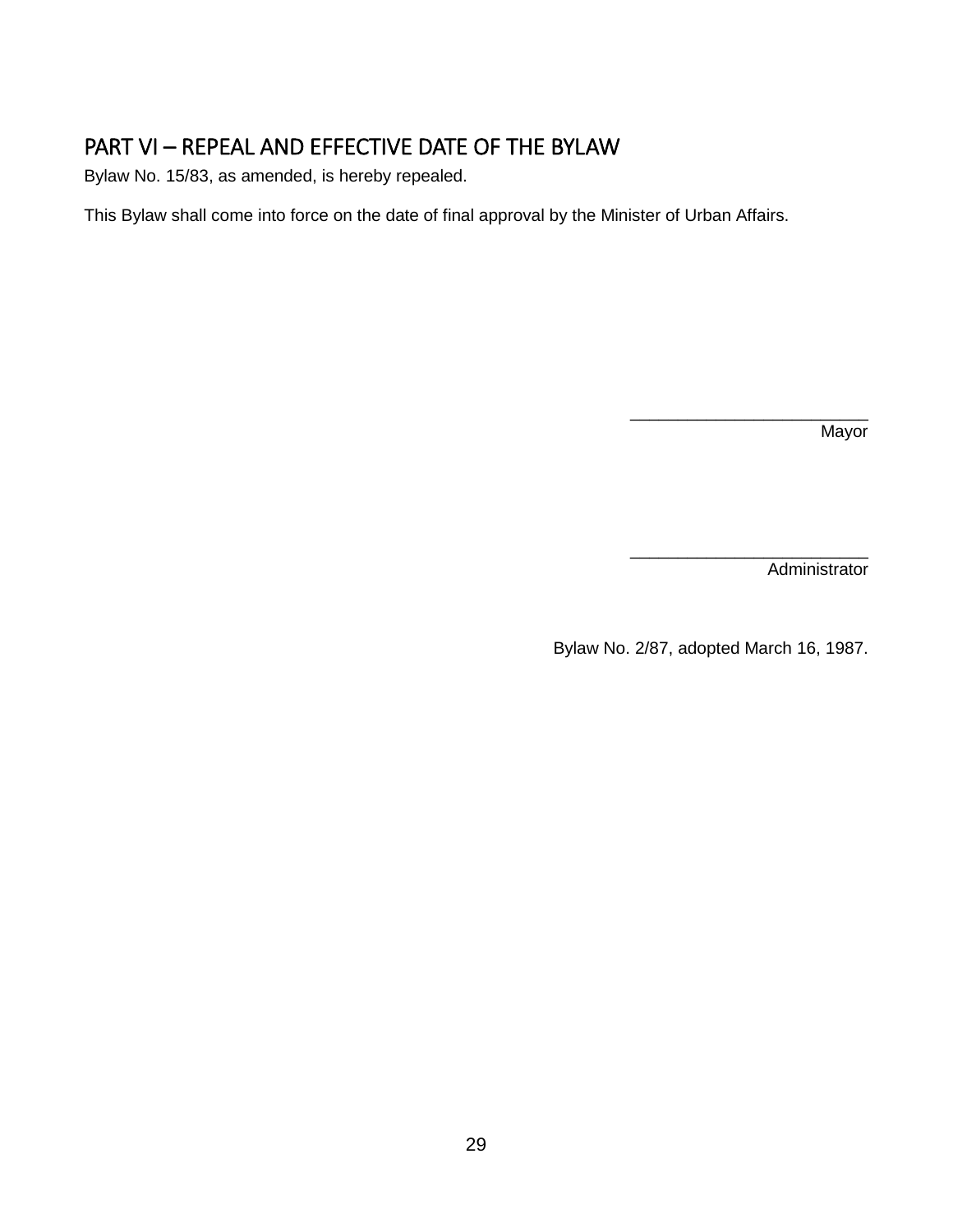## PART VI – REPEAL AND EFFECTIVE DATE OF THE BYLAW

Bylaw No. 15/83, as amended, is hereby repealed.

This Bylaw shall come into force on the date of final approval by the Minister of Urban Affairs.

\_\_\_\_\_\_\_\_\_\_\_\_\_\_\_\_\_\_\_\_\_\_\_\_\_\_

Mayor

\_\_\_\_\_\_\_\_\_\_\_\_\_\_\_\_\_\_\_\_\_\_\_\_\_\_

Administrator

Bylaw No. 2/87, adopted March 16, 1987.